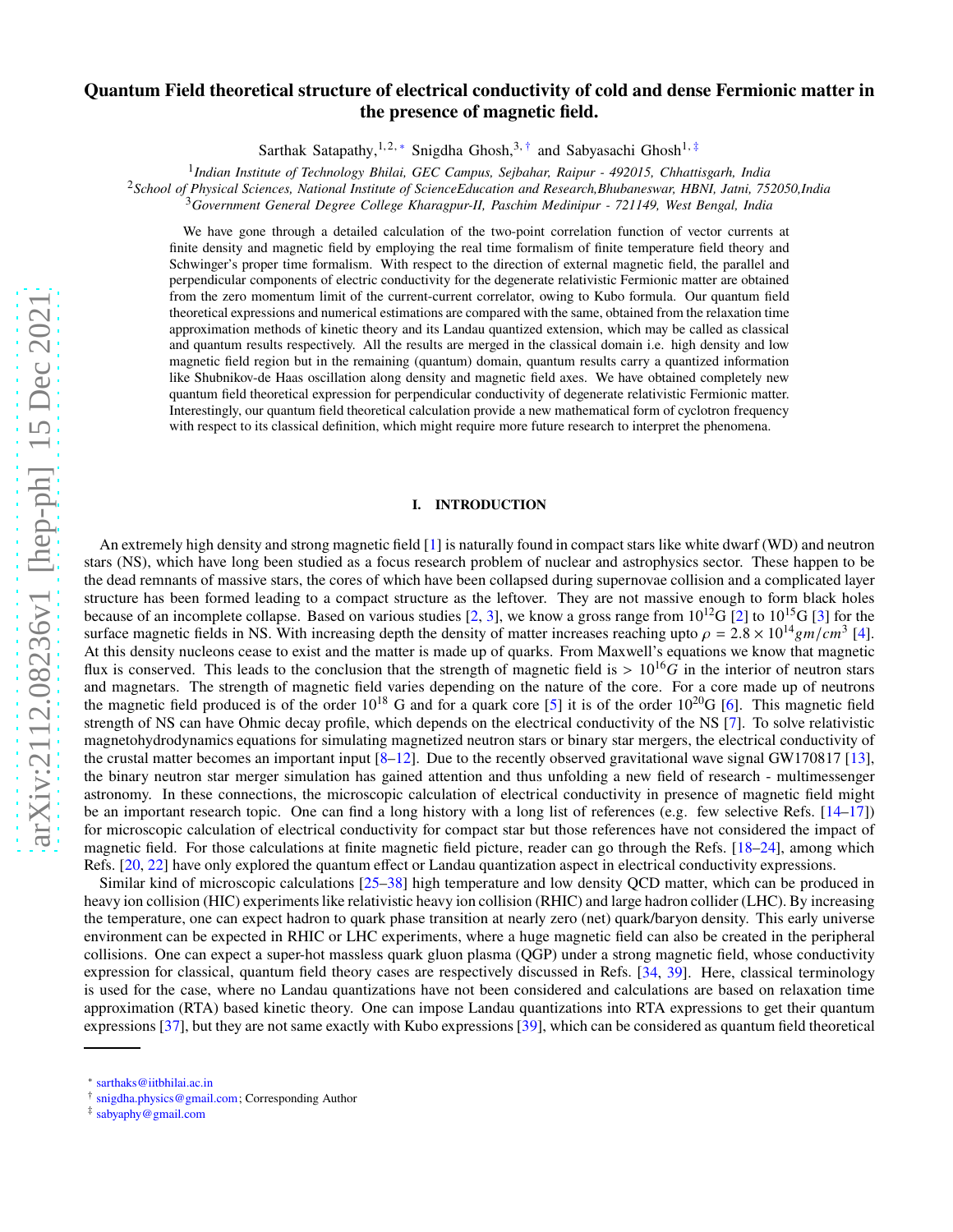# Quantum Field theoretical structure of electrical conductivity of cold and dense Fermionic matter in the presence of magnetic field.

Sarthak Satapathy,[1,2,*] Snigdha Ghosh,[3,†] and Sabyasachi Ghosh[1,‡]

[1] *Indian Institute of Technology Bhilai, GEC Campus, Sejbahar, Raipur - 492015, Chhattisgarh, India*
[2] *School of Physical Sciences, National Institute of ScienceEducation and Research,Bhubaneswar, HBNI, Jatni, 752050,India*
[3] *Government General Degree College Kharagpur-II, Paschim Medinipur - 721149, West Bengal, India*

We have gone through a detailed calculation of the two-point correlation function of vector currents at finite density and magnetic field by employing the real time formalism of finite temperature field theory and Schwinger's proper time formalism. With respect to the direction of external magnetic field, the parallel and perpendicular components of electric conductivity for the degenerate relativistic Fermionic matter are obtained from the zero momentum limit of the current-current correlator, owing to Kubo formula. Our quantum field theoretical expressions and numerical estimations are compared with the same, obtained from the relaxation time approximation methods of kinetic theory and its Landau quantized extension, which may be called as classical and quantum results respectively. All the results are merged in the classical domain i.e. high density and low magnetic field region but in the remaining (quantum) domain, quantum results carry a quantized information like Shubnikov-de Haas oscillation along density and magnetic field axes. We have obtained completely new quantum field theoretical expression for perpendicular conductivity of degenerate relativistic Fermionic matter. Interestingly, our quantum field theoretical calculation provide a new mathematical form of cyclotron frequency with respect to its classical definition, which might require more future research to interpret the phenomena.

## I. INTRODUCTION

An extremely high density and strong magnetic field [1] is naturally found in compact stars like white dwarf (WD) and neutron stars (NS), which have long been studied as a focus research problem of nuclear and astrophysics sector. These happen to be the dead remnants of massive stars, the cores of which have been collapsed during supernovae collision and a complicated layer structure has been formed leading to a compact structure as the leftover. They are not massive enough to form black holes because of an incomplete collapse. Based on various studies [2, 3], we know a gross range from $10^{12}$G [2] to $10^{15}$G [3] for the surface magnetic fields in NS. With increasing depth the density of matter increases reaching upto $\rho = 2.8 \times 10^{14} gm/cm^3$ [4]. At this density nucleons cease to exist and the matter is made up of quarks. From Maxwell's equations we know that magnetic flux is conserved. This leads to the conclusion that the strength of magnetic field is $> 10^{16}G$ in the interior of neutron stars and magnetars. The strength of magnetic field varies depending on the nature of the core. For a core made up of neutrons the magnetic field produced is of the order $10^{18}$ G and for a quark core [5] it is of the order $10^{20}$G [6]. This magnetic field strength of NS can have Ohmic decay profile, which depends on the electrical conductivity of the NS [7]. To solve relativistic magnetohydrodynamics equations for simulating magnetized neutron stars or binary star mergers, the electrical conductivity of the crustal matter becomes an important input [8–12]. Due to the recently observed gravitational wave signal GW170817 [13], the binary neutron star merger simulation has gained attention and thus unfolding a new field of research - multimessenger astronomy. In these connections, the microscopic calculation of electrical conductivity in presence of magnetic field might be an important research topic. One can find a long history with a long list of references (e.g. few selective Refs. [14–17]) for microscopic calculation of electrical conductivity for compact star but those references have not considered the impact of magnetic field. For those calculations at finite magnetic field picture, reader can go through the Refs. [18–24], among which Refs. [20, 22] have only explored the quantum effect or Landau quantization aspect in electrical conductivity expressions.

Similar kind of microscopic calculations [25–38] high temperature and low density QCD matter, which can be produced in heavy ion collision (HIC) experiments like relativistic heavy ion collision (RHIC) and large hadron collider (LHC). By increasing the temperature, one can expect hadron to quark phase transition at nearly zero (net) quark/baryon density. This early universe environment can be expected in RHIC or LHC experiments, where a huge magnetic field can also be created in the peripheral collisions. One can expect a super-hot massless quark gluon plasma (QGP) under a strong magnetic field, whose conductivity expression for classical, quantum field theory cases are respectively discussed in Refs. [34, 39]. Here, classical terminology is used for the case, where no Landau quantizations have not been considered and calculations are based on relaxation time approximation (RTA) based kinetic theory. One can impose Landau quantizations into RTA expressions to get their quantum expressions [37], but they are not same exactly with Kubo expressions [39], which can be considered as quantum field theoretical

* sarthaks@iitbhilai.ac.in
† snigdha.physics@gmail.com; Corresponding Author
‡ sabyaphy@gmail.com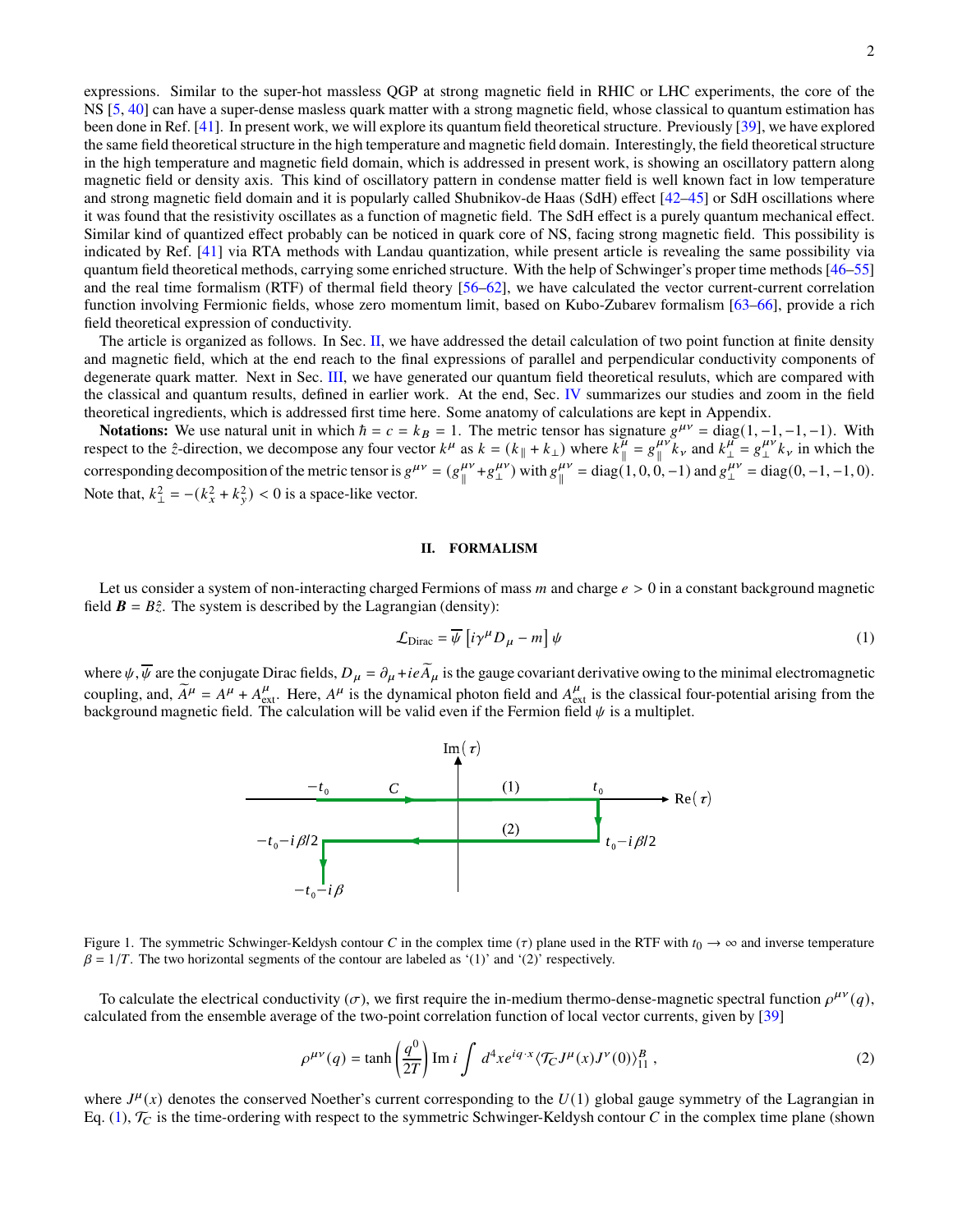expressions. Similar to the super-hot massless QGP at strong magnetic field in RHIC or LHC experiments, the core of the NS [5, 40] can have a super-dense masless quark matter with a strong magnetic field, whose classical to quantum estimation has been done in Ref. [41]. In present work, we will explore its quantum field theoretical structure. Previously [39], we have explored the same field theoretical structure in the high temperature and magnetic field domain. Interestingly, the field theoretical structure in the high temperature and magnetic field domain, which is addressed in present work, is showing an oscillatory pattern along magnetic field or density axis. This kind of oscillatory pattern in condense matter field is well known fact in low temperature and strong magnetic field domain and it is popularly called Shubnikov-de Haas (SdH) effect [42–45] or SdH oscillations where it was found that the resistivity oscillates as a function of magnetic field. The SdH effect is a purely quantum mechanical effect. Similar kind of quantized effect probably can be noticed in quark core of NS, facing strong magnetic field. This possibility is indicated by Ref. [41] via RTA methods with Landau quantization, while present article is revealing the same possibility via quantum field theoretical methods, carrying some enriched structure. With the help of Schwinger's proper time methods [46–55] and the real time formalism (RTF) of thermal field theory [56–62], we have calculated the vector current-current correlation function involving Fermionic fields, whose zero momentum limit, based on Kubo-Zubarev formalism [63–66], provide a rich field theoretical expression of conductivity.

The article is organized as follows. In Sec. II, we have addressed the detail calculation of two point function at finite density and magnetic field, which at the end reach to the final expressions of parallel and perpendicular conductivity components of degenerate quark matter. Next in Sec. III, we have generated our quantum field theoretical resuluts, which are compared with the classical and quantum results, defined in earlier work. At the end, Sec. IV summarizes our studies and zoom in the field theoretical ingredients, which is addressed first time here. Some anatomy of calculations are kept in Appendix.

**Notations:** We use natural unit in which $\hbar = c = k_B = 1$. The metric tensor has signature $g^{\mu\nu} = \text{diag}(1, -1, -1, -1)$. With respect to the $\hat{z}$-direction, we decompose any four vector $k^\mu$ as $k = (k_\parallel + k_\perp)$ where $k_\parallel^\mu = g_\parallel^{\mu\nu} k_\nu$ and $k_\perp^\mu = g_\perp^{\mu\nu} k_\nu$ in which the corresponding decomposition of the metric tensor is $g^{\mu\nu} = (g_\parallel^{\mu\nu} + g_\perp^{\mu\nu})$ with $g_\parallel^{\mu\nu} = \text{diag}(1, 0, 0, -1)$ and $g_\perp^{\mu\nu} = \text{diag}(0, -1, -1, 0)$. Note that, $k_\perp^2 = -(k_x^2 + k_y^2) < 0$ is a space-like vector.

## II. FORMALISM

Let us consider a system of non-interacting charged Fermions of mass $m$ and charge $e > 0$ in a constant background magnetic field $\boldsymbol{B} = B\hat{z}$. The system is described by the Lagrangian (density):

$$\mathcal{L}_{\text{Dirac}} = \overline{\psi} \left[ i\gamma^\mu D_\mu - m \right] \psi \tag{1}$$

where $\psi, \overline{\psi}$ are the conjugate Dirac fields, $D_\mu = \partial_\mu + ie\widetilde{A}_\mu$ is the gauge covariant derivative owing to the minimal electromagnetic coupling, and, $\widetilde{A}^\mu = A^\mu + A^\mu_{\text{ext}}$. Here, $A^\mu$ is the dynamical photon field and $A^\mu_{\text{ext}}$ is the classical four-potential arising from the background magnetic field. The calculation will be valid even if the Fermion field $\psi$ is a multiplet.

Im$(\tau)$
$-t_0$
$C$
(1)
$t_0$
Re$(\tau)$
$-t_0 - i\beta/2$
(2)
$t_0 - i\beta/2$
$-t_0 - i\beta$

Figure 1. The symmetric Schwinger-Keldysh contour $C$ in the complex time ($\tau$) plane used in the RTF with $t_0 \to \infty$ and inverse temperature $\beta = 1/T$. The two horizontal segments of the contour are labeled as '(1)' and '(2)' respectively.

To calculate the electrical conductivity ($\sigma$), we first require the in-medium thermo-dense-magnetic spectral function $\rho^{\mu\nu}(q)$, calculated from the ensemble average of the two-point correlation function of local vector currents, given by [39]

$$\rho^{\mu\nu}(q) = \tanh\left(\frac{q^0}{2T}\right) \text{Im}\, i \int d^4x e^{iq\cdot x} \langle \mathcal{T}_C J^\mu(x) J^\nu(0) \rangle^B_{11}, \tag{2}$$

where $J^\mu(x)$ denotes the conserved Noether's current corresponding to the $U(1)$ global gauge symmetry of the Lagrangian in Eq. (1), $\mathcal{T}_C$ is the time-ordering with respect to the symmetric Schwinger-Keldysh contour $C$ in the complex time plane (shown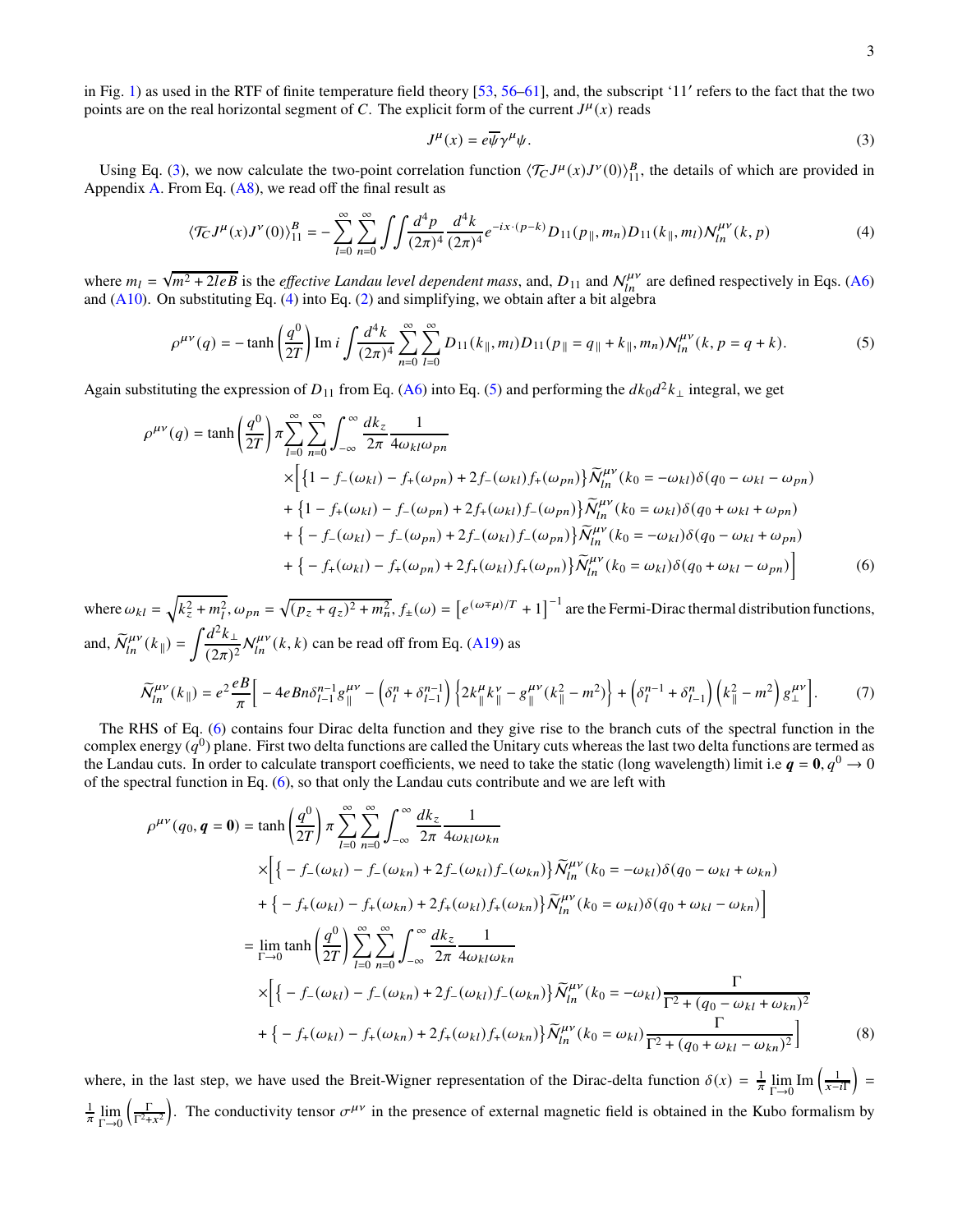in Fig. 1) as used in the RTF of finite temperature field theory [53, 56–61], and, the subscript '11′ refers to the fact that the two points are on the real horizontal segment of $C$. The explicit form of the current $J^\mu(x)$ reads

$$J^\mu(x) = e\overline{\psi}\gamma^\mu\psi. \tag{3}$$

Using Eq. (3), we now calculate the two-point correlation function $\langle \mathcal{T}_C J^\mu(x)J^\nu(0)\rangle_{11}^B$, the details of which are provided in Appendix A. From Eq. (A8), we read off the final result as

$$\langle \mathcal{T}_C J^\mu(x)J^\nu(0)\rangle_{11}^B = -\sum_{l=0}^{\infty}\sum_{n=0}^{\infty}\iint \frac{d^4p}{(2\pi)^4}\frac{d^4k}{(2\pi)^4}e^{-ix\cdot(p-k)}D_{11}(p_\parallel, m_n)D_{11}(k_\parallel, m_l)\mathcal{N}_{ln}^{\mu\nu}(k,p) \tag{4}$$

where $m_l = \sqrt{m^2 + 2leB}$ is the *effective Landau level dependent mass*, and, $D_{11}$ and $\mathcal{N}_{ln}^{\mu\nu}$ are defined respectively in Eqs. (A6) and (A10). On substituting Eq. (4) into Eq. (2) and simplifying, we obtain after a bit algebra

$$\rho^{\mu\nu}(q) = -\tanh\left(\frac{q^0}{2T}\right)\text{Im}\, i\int\frac{d^4k}{(2\pi)^4}\sum_{n=0}^{\infty}\sum_{l=0}^{\infty}D_{11}(k_\parallel, m_l)D_{11}(p_\parallel = q_\parallel + k_\parallel, m_n)\mathcal{N}_{ln}^{\mu\nu}(k, p = q+k). \tag{5}$$

Again substituting the expression of $D_{11}$ from Eq. (A6) into Eq. (5) and performing the $dk_0d^2k_\perp$ integral, we get

$$\begin{aligned}
\rho^{\mu\nu}(q) = \tanh\left(\frac{q^0}{2T}\right)\pi\sum_{l=0}^{\infty}\sum_{n=0}^{\infty}\int_{-\infty}^{\infty}\frac{dk_z}{2\pi}\frac{1}{4\omega_{kl}\omega_{pn}}
&\times\Big[\big\{1 - f_-(\omega_{kl}) - f_+(\omega_{pn}) + 2f_-(\omega_{kl})f_+(\omega_{pn})\big\}\widetilde{\mathcal{N}}_{ln}^{\mu\nu}(k_0 = -\omega_{kl})\delta(q_0 - \omega_{kl} - \omega_{pn})\\
&+ \big\{1 - f_+(\omega_{kl}) - f_-(\omega_{pn}) + 2f_+(\omega_{kl})f_-(\omega_{pn})\big\}\widetilde{\mathcal{N}}_{ln}^{\mu\nu}(k_0 = \omega_{kl})\delta(q_0 + \omega_{kl} + \omega_{pn})\\
&+ \big\{-f_-(\omega_{kl}) - f_-(\omega_{pn}) + 2f_-(\omega_{kl})f_-(\omega_{pn})\big\}\widetilde{\mathcal{N}}_{ln}^{\mu\nu}(k_0 = -\omega_{kl})\delta(q_0 - \omega_{kl} + \omega_{pn})\\
&+ \big\{-f_+(\omega_{kl}) - f_+(\omega_{pn}) + 2f_+(\omega_{kl})f_+(\omega_{pn})\big\}\widetilde{\mathcal{N}}_{ln}^{\mu\nu}(k_0 = \omega_{kl})\delta(q_0 + \omega_{kl} - \omega_{pn})\Big]
\end{aligned} \tag{6}$$

where $\omega_{kl} = \sqrt{k_z^2 + m_l^2}$, $\omega_{pn} = \sqrt{(p_z+q_z)^2 + m_n^2}$, $f_\pm(\omega) = \left[e^{(\omega\mp\mu)/T} + 1\right]^{-1}$ are the Fermi-Dirac thermal distribution functions, and, $\widetilde{\mathcal{N}}_{ln}^{\mu\nu}(k_\parallel) = \displaystyle\int\frac{d^2k_\perp}{(2\pi)^2}\mathcal{N}_{ln}^{\mu\nu}(k,k)$ can be read off from Eq. (A19) as

$$\widetilde{\mathcal{N}}_{ln}^{\mu\nu}(k_\parallel) = e^2\frac{eB}{\pi}\Big[-4eBn\delta_{l-1}^{n-1}g_\parallel^{\mu\nu} - \left(\delta_l^n + \delta_{l-1}^{n-1}\right)\left\{2k_\parallel^\mu k_\parallel^\nu - g_\parallel^{\mu\nu}(k_\parallel^2 - m^2)\right\} + \left(\delta_l^{n-1} + \delta_{l-1}^n\right)\left(k_\parallel^2 - m^2\right)g_\perp^{\mu\nu}\Big]. \tag{7}$$

The RHS of Eq. (6) contains four Dirac delta function and they give rise to the branch cuts of the spectral function in the complex energy ($q^0$) plane. First two delta functions are called the Unitary cuts whereas the last two delta functions are termed as the Landau cuts. In order to calculate transport coefficients, we need to take the static (long wavelength) limit i.e $\boldsymbol{q} = \boldsymbol{0}, q^0 \to 0$ of the spectral function in Eq. (6), so that only the Landau cuts contribute and we are left with

$$\begin{aligned}
\rho^{\mu\nu}(q_0, \boldsymbol{q} = \boldsymbol{0}) &= \tanh\left(\frac{q^0}{2T}\right)\pi\sum_{l=0}^{\infty}\sum_{n=0}^{\infty}\int_{-\infty}^{\infty}\frac{dk_z}{2\pi}\frac{1}{4\omega_{kl}\omega_{kn}}\\
&\quad\times\Big[\big\{-f_-(\omega_{kl}) - f_-(\omega_{kn}) + 2f_-(\omega_{kl})f_-(\omega_{kn})\big\}\widetilde{\mathcal{N}}_{ln}^{\mu\nu}(k_0 = -\omega_{kl})\delta(q_0 - \omega_{kl} + \omega_{kn})\\
&\quad+ \big\{-f_+(\omega_{kl}) - f_+(\omega_{kn}) + 2f_+(\omega_{kl})f_+(\omega_{kn})\big\}\widetilde{\mathcal{N}}_{ln}^{\mu\nu}(k_0 = \omega_{kl})\delta(q_0 + \omega_{kl} - \omega_{kn})\Big]\\
&= \lim_{\Gamma\to 0}\tanh\left(\frac{q^0}{2T}\right)\sum_{l=0}^{\infty}\sum_{n=0}^{\infty}\int_{-\infty}^{\infty}\frac{dk_z}{2\pi}\frac{1}{4\omega_{kl}\omega_{kn}}\\
&\quad\times\Big[\big\{-f_-(\omega_{kl}) - f_-(\omega_{kn}) + 2f_-(\omega_{kl})f_-(\omega_{kn})\big\}\widetilde{\mathcal{N}}_{ln}^{\mu\nu}(k_0 = -\omega_{kl})\frac{\Gamma}{\Gamma^2 + (q_0 - \omega_{kl} + \omega_{kn})^2}\\
&\quad+ \big\{-f_+(\omega_{kl}) - f_+(\omega_{kn}) + 2f_+(\omega_{kl})f_+(\omega_{kn})\big\}\widetilde{\mathcal{N}}_{ln}^{\mu\nu}(k_0 = \omega_{kl})\frac{\Gamma}{\Gamma^2 + (q_0 + \omega_{kl} - \omega_{kn})^2}\Big]
\end{aligned} \tag{8}$$

where, in the last step, we have used the Breit-Wigner representation of the Dirac-delta function $\delta(x) = \frac{1}{\pi}\lim\limits_{\Gamma\to 0}\text{Im}\left(\frac{1}{x-i\Gamma}\right) = \frac{1}{\pi}\lim\limits_{\Gamma\to 0}\left(\frac{\Gamma}{\Gamma^2+x^2}\right)$. The conductivity tensor $\sigma^{\mu\nu}$ in the presence of external magnetic field is obtained in the Kubo formalism by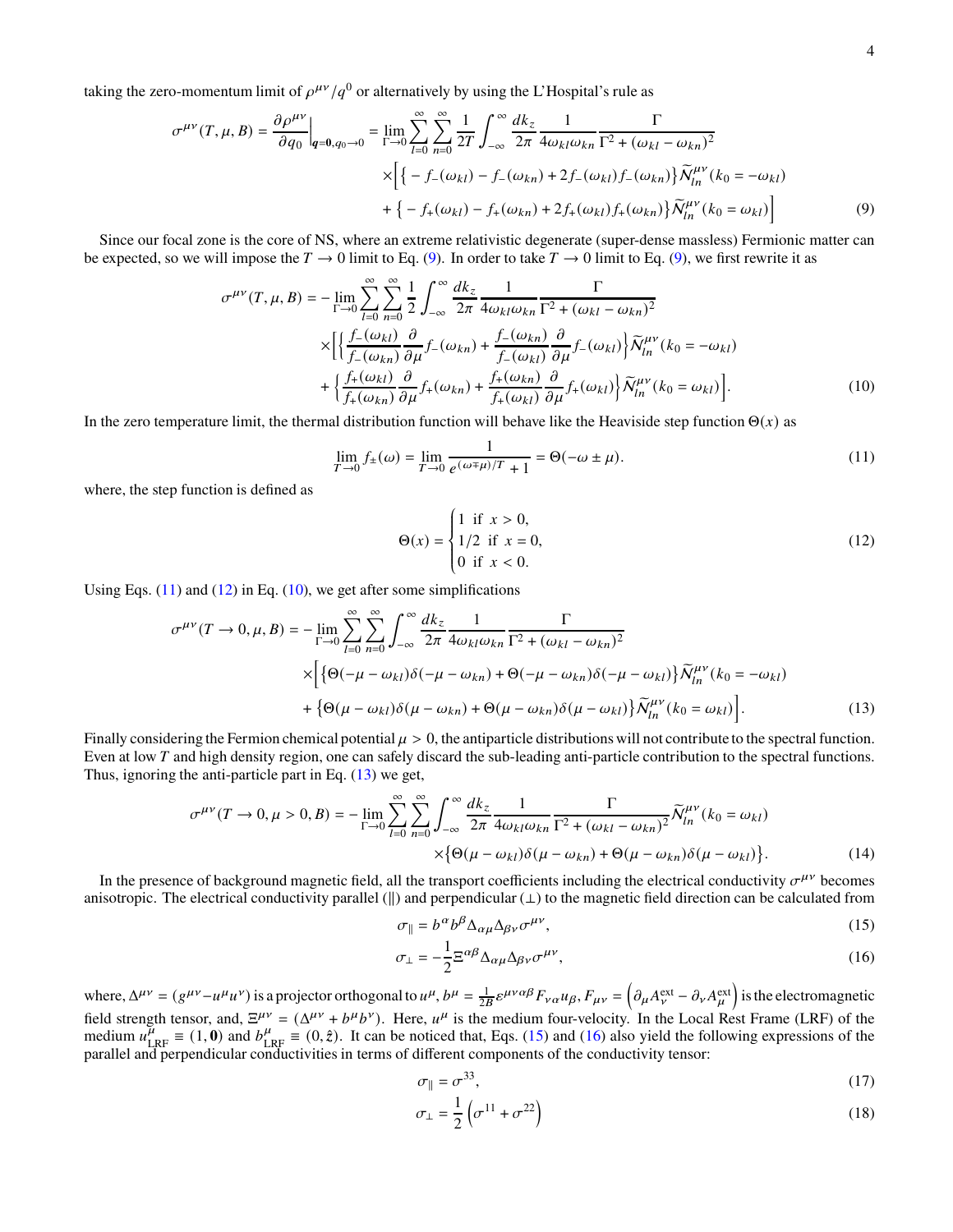taking the zero-momentum limit of $\rho^{\mu\nu}/q^0$ or alternatively by using the L'Hospital's rule as

$$
\sigma^{\mu\nu}(T,\mu,B) = \frac{\partial \rho^{\mu\nu}}{\partial q_0}\Big|_{\boldsymbol{q}=\boldsymbol{0},q_0\to 0} = \lim_{\Gamma\to 0}\sum_{l=0}^{\infty}\sum_{n=0}^{\infty}\frac{1}{2T}\int_{-\infty}^{\infty}\frac{dk_z}{2\pi}\frac{1}{4\omega_{kl}\omega_{kn}}\frac{\Gamma}{\Gamma^2+(\omega_{kl}-\omega_{kn})^2}
$$
$$
\times\Big[\big\{-f_-(\omega_{kl})-f_-(\omega_{kn})+2f_-(\omega_{kl})f_-(\omega_{kn})\big\}\widetilde{N}^{\mu\nu}_{ln}(k_0=-\omega_{kl})
$$
$$
+\big\{-f_+(\omega_{kl})-f_+(\omega_{kn})+2f_+(\omega_{kl})f_+(\omega_{kn})\big\}\widetilde{N}^{\mu\nu}_{ln}(k_0=\omega_{kl})\Big] \tag{9}
$$

Since our focal zone is the core of NS, where an extreme relativistic degenerate (super-dense massless) Fermionic matter can be expected, so we will impose the $T\to 0$ limit to Eq. (9). In order to take $T\to 0$ limit to Eq. (9), we first rewrite it as

$$
\sigma^{\mu\nu}(T,\mu,B) = -\lim_{\Gamma\to 0}\sum_{l=0}^{\infty}\sum_{n=0}^{\infty}\frac{1}{2}\int_{-\infty}^{\infty}\frac{dk_z}{2\pi}\frac{1}{4\omega_{kl}\omega_{kn}}\frac{\Gamma}{\Gamma^2+(\omega_{kl}-\omega_{kn})^2}
$$
$$
\times\Big[\Big\{\frac{f_-(\omega_{kl})}{f_-(\omega_{kn})}\frac{\partial}{\partial\mu}f_-(\omega_{kn})+\frac{f_-(\omega_{kn})}{f_-(\omega_{kl})}\frac{\partial}{\partial\mu}f_-(\omega_{kl})\Big\}\widetilde{N}^{\mu\nu}_{ln}(k_0=-\omega_{kl})
$$
$$
+\Big\{\frac{f_+(\omega_{kl})}{f_+(\omega_{kn})}\frac{\partial}{\partial\mu}f_+(\omega_{kn})+\frac{f_+(\omega_{kn})}{f_+(\omega_{kl})}\frac{\partial}{\partial\mu}f_+(\omega_{kl})\Big\}\widetilde{N}^{\mu\nu}_{ln}(k_0=\omega_{kl})\Big]. \tag{10}
$$

In the zero temperature limit, the thermal distribution function will behave like the Heaviside step function $\Theta(x)$ as

$$
\lim_{T\to 0}f_\pm(\omega) = \lim_{T\to 0}\frac{1}{e^{(\omega\mp\mu)/T}+1} = \Theta(-\omega\pm\mu). \tag{11}
$$

where, the step function is defined as

$$
\Theta(x) = \begin{cases} 1 \ \text{if} \ x>0, \\ 1/2 \ \text{if} \ x=0, \\ 0 \ \text{if} \ x<0. \end{cases} \tag{12}
$$

Using Eqs. (11) and (12) in Eq. (10), we get after some simplifications

$$
\sigma^{\mu\nu}(T\to 0,\mu,B) = -\lim_{\Gamma\to 0}\sum_{l=0}^{\infty}\sum_{n=0}^{\infty}\int_{-\infty}^{\infty}\frac{dk_z}{2\pi}\frac{1}{4\omega_{kl}\omega_{kn}}\frac{\Gamma}{\Gamma^2+(\omega_{kl}-\omega_{kn})^2}
$$
$$
\times\Big[\big\{\Theta(-\mu-\omega_{kl})\delta(-\mu-\omega_{kn})+\Theta(-\mu-\omega_{kn})\delta(-\mu-\omega_{kl})\big\}\widetilde{N}^{\mu\nu}_{ln}(k_0=-\omega_{kl})
$$
$$
+\big\{\Theta(\mu-\omega_{kl})\delta(\mu-\omega_{kn})+\Theta(\mu-\omega_{kn})\delta(\mu-\omega_{kl})\big\}\widetilde{N}^{\mu\nu}_{ln}(k_0=\omega_{kl})\Big]. \tag{13}
$$

Finally considering the Fermion chemical potential $\mu>0$, the antiparticle distributions will not contribute to the spectral function. Even at low $T$ and high density region, one can safely discard the sub-leading anti-particle contribution to the spectral functions. Thus, ignoring the anti-particle part in Eq. (13) we get,

$$
\sigma^{\mu\nu}(T\to 0,\mu>0,B) = -\lim_{\Gamma\to 0}\sum_{l=0}^{\infty}\sum_{n=0}^{\infty}\int_{-\infty}^{\infty}\frac{dk_z}{2\pi}\frac{1}{4\omega_{kl}\omega_{kn}}\frac{\Gamma}{\Gamma^2+(\omega_{kl}-\omega_{kn})^2}\widetilde{N}^{\mu\nu}_{ln}(k_0=\omega_{kl})
$$
$$
\times\big\{\Theta(\mu-\omega_{kl})\delta(\mu-\omega_{kn})+\Theta(\mu-\omega_{kn})\delta(\mu-\omega_{kl})\big\}. \tag{14}
$$

In the presence of background magnetic field, all the transport coefficients including the electrical conductivity $\sigma^{\mu\nu}$ becomes anisotropic. The electrical conductivity parallel ($\|$) and perpendicular ($\perp$) to the magnetic field direction can be calculated from

$$
\sigma_\| = b^\alpha b^\beta \Delta_{\alpha\mu}\Delta_{\beta\nu}\sigma^{\mu\nu}, \tag{15}
$$

$$
\sigma_\perp = -\frac{1}{2}\Xi^{\alpha\beta}\Delta_{\alpha\mu}\Delta_{\beta\nu}\sigma^{\mu\nu}, \tag{16}
$$

where, $\Delta^{\mu\nu}=(g^{\mu\nu}-u^\mu u^\nu)$ is a projector orthogonal to $u^\mu$, $b^\mu=\frac{1}{2B}\varepsilon^{\mu\nu\alpha\beta}F_{\nu\alpha}u_\beta$, $F_{\mu\nu}=\left(\partial_\mu A^{\text{ext}}_\nu-\partial_\nu A^{\text{ext}}_\mu\right)$ is the electromagnetic field strength tensor, and, $\Xi^{\mu\nu}=(\Delta^{\mu\nu}+b^\mu b^\nu)$. Here, $u^\mu$ is the medium four-velocity. In the Local Rest Frame (LRF) of the medium $u^\mu_{\text{LRF}}\equiv(1,\boldsymbol{0})$ and $b^\mu_{\text{LRF}}\equiv(0,\hat{z})$. It can be noticed that, Eqs. (15) and (16) also yield the following expressions of the parallel and perpendicular conductivities in terms of different components of the conductivity tensor:

$$
\sigma_\| = \sigma^{33}, \tag{17}
$$

$$
\sigma_\perp = \frac{1}{2}\left(\sigma^{11}+\sigma^{22}\right) \tag{18}
$$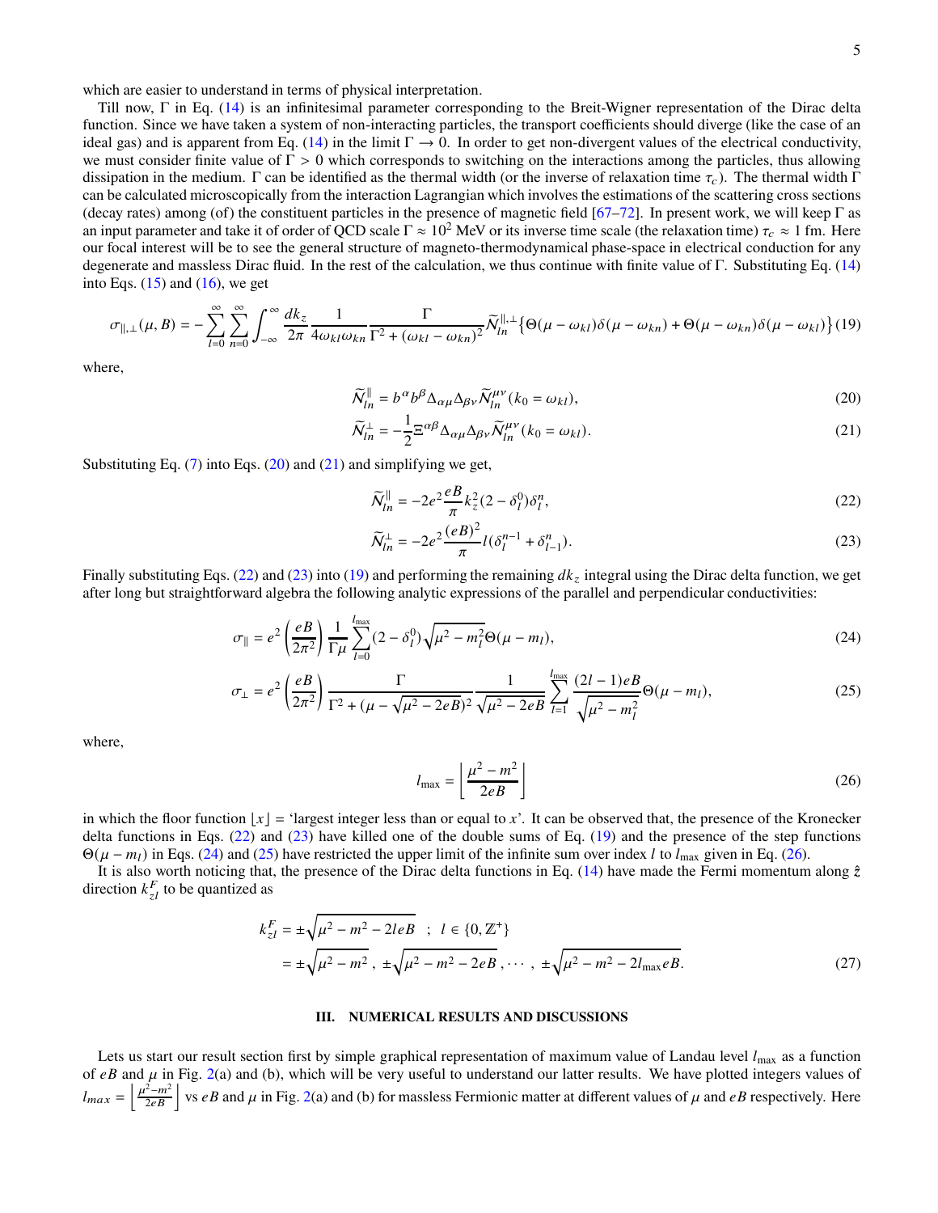which are easier to understand in terms of physical interpretation.

Till now, $\Gamma$ in Eq. (14) is an infinitesimal parameter corresponding to the Breit-Wigner representation of the Dirac delta function. Since we have taken a system of non-interacting particles, the transport coefficients should diverge (like the case of an ideal gas) and is apparent from Eq. (14) in the limit $\Gamma \to 0$. In order to get non-divergent values of the electrical conductivity, we must consider finite value of $\Gamma > 0$ which corresponds to switching on the interactions among the particles, thus allowing dissipation in the medium. $\Gamma$ can be identified as the thermal width (or the inverse of relaxation time $\tau_c$). The thermal width $\Gamma$ can be calculated microscopically from the interaction Lagrangian which involves the estimations of the scattering cross sections (decay rates) among (of) the constituent particles in the presence of magnetic field [67–72]. In present work, we will keep $\Gamma$ as an input parameter and take it of order of QCD scale $\Gamma \approx 10^2$ MeV or its inverse time scale (the relaxation time) $\tau_c \approx 1$ fm. Here our focal interest will be to see the general structure of magneto-thermodynamical phase-space in electrical conduction for any degenerate and massless Dirac fluid. In the rest of the calculation, we thus continue with finite value of $\Gamma$. Substituting Eq. (14) into Eqs. (15) and (16), we get

$$\sigma_{\parallel,\perp}(\mu, B) = -\sum_{l=0}^{\infty}\sum_{n=0}^{\infty}\int_{-\infty}^{\infty}\frac{dk_z}{2\pi}\frac{1}{4\omega_{kl}\omega_{kn}}\frac{\Gamma}{\Gamma^2+(\omega_{kl}-\omega_{kn})^2}\widetilde{\mathcal{N}}_{ln}^{\parallel,\perp}\left\{\Theta(\mu-\omega_{kl})\delta(\mu-\omega_{kn})+\Theta(\mu-\omega_{kn})\delta(\mu-\omega_{kl})\right\} \tag{19}$$

where,

$$\widetilde{\mathcal{N}}_{ln}^{\parallel} = b^{\alpha}b^{\beta}\Delta_{\alpha\mu}\Delta_{\beta\nu}\widetilde{\mathcal{N}}_{ln}^{\mu\nu}(k_0=\omega_{kl}), \tag{20}$$

$$\widetilde{\mathcal{N}}_{ln}^{\perp} = -\frac{1}{2}\Xi^{\alpha\beta}\Delta_{\alpha\mu}\Delta_{\beta\nu}\widetilde{\mathcal{N}}_{ln}^{\mu\nu}(k_0=\omega_{kl}). \tag{21}$$

Substituting Eq. (7) into Eqs. (20) and (21) and simplifying we get,

$$\widetilde{\mathcal{N}}_{ln}^{\parallel} = -2e^2\frac{eB}{\pi}k_z^2(2-\delta_l^0)\delta_l^n, \tag{22}$$

$$\widetilde{\mathcal{N}}_{ln}^{\perp} = -2e^2\frac{(eB)^2}{\pi}l(\delta_l^{n-1}+\delta_{l-1}^n). \tag{23}$$

Finally substituting Eqs. (22) and (23) into (19) and performing the remaining $dk_z$ integral using the Dirac delta function, we get after long but straightforward algebra the following analytic expressions of the parallel and perpendicular conductivities:

$$\sigma_{\parallel} = e^2\left(\frac{eB}{2\pi^2}\right)\frac{1}{\Gamma\mu}\sum_{l=0}^{l_{\max}}(2-\delta_l^0)\sqrt{\mu^2-m_l^2}\,\Theta(\mu-m_l), \tag{24}$$

$$\sigma_{\perp} = e^2\left(\frac{eB}{2\pi^2}\right)\frac{\Gamma}{\Gamma^2+(\mu-\sqrt{\mu^2-2eB})^2}\frac{1}{\sqrt{\mu^2-2eB}}\sum_{l=1}^{l_{\max}}\frac{(2l-1)eB}{\sqrt{\mu^2-m_l^2}}\Theta(\mu-m_l), \tag{25}$$

where,

$$l_{\max} = \left\lfloor \frac{\mu^2-m^2}{2eB}\right\rfloor \tag{26}$$

in which the floor function $\lfloor x \rfloor$ = 'largest integer less than or equal to $x$'. It can be observed that, the presence of the Kronecker delta functions in Eqs. (22) and (23) have killed one of the double sums of Eq. (19) and the presence of the step functions $\Theta(\mu - m_l)$ in Eqs. (24) and (25) have restricted the upper limit of the infinite sum over index $l$ to $l_{\max}$ given in Eq. (26).

It is also worth noticing that, the presence of the Dirac delta functions in Eq. (14) have made the Fermi momentum along $\hat{z}$ direction $k_{zl}^F$ to be quantized as

$$\begin{aligned} k_{zl}^F &= \pm\sqrt{\mu^2-m^2-2leB} \quad ; \; l \in \{0, \mathbb{Z}^+\} \\ &= \pm\sqrt{\mu^2-m^2}\,,\ \pm\sqrt{\mu^2-m^2-2eB}\,, \cdots,\ \pm\sqrt{\mu^2-m^2-2l_{\max}eB}. \end{aligned} \tag{27}$$

## III. NUMERICAL RESULTS AND DISCUSSIONS

Lets us start our result section first by simple graphical representation of maximum value of Landau level $l_{\max}$ as a function of $eB$ and $\mu$ in Fig. 2(a) and (b), which will be very useful to understand our latter results. We have plotted integers values of $l_{max} = \left\lfloor \frac{\mu^2-m^2}{2eB}\right\rfloor$ vs $eB$ and $\mu$ in Fig. 2(a) and (b) for massless Fermionic matter at different values of $\mu$ and $eB$ respectively. Here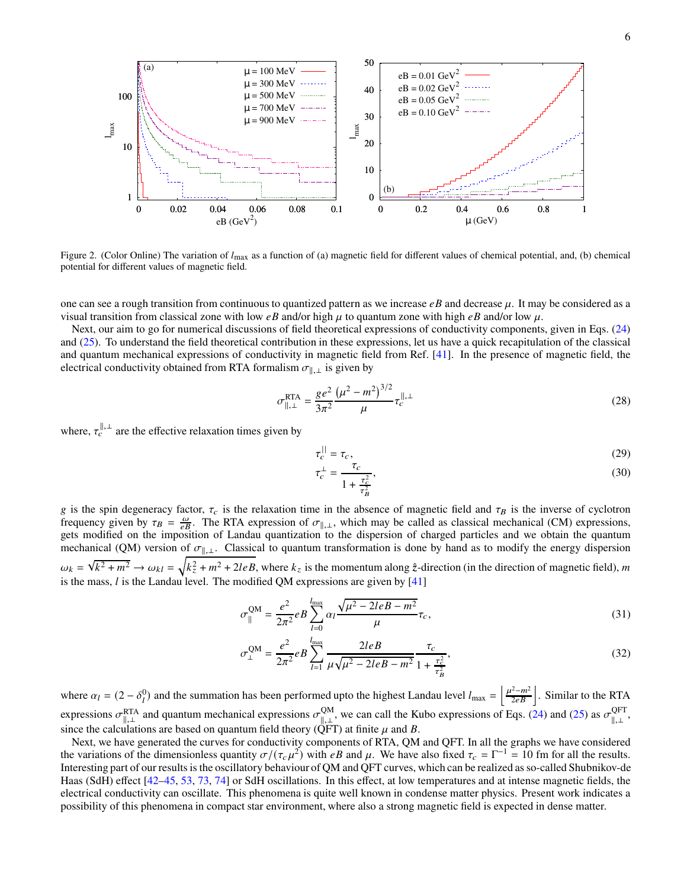(a)

$l_{max}$

100

10

1

0 0.02 0.04 0.06 0.08 0.1

eB (GeV$^2$)

μ = 100 MeV
μ = 300 MeV
μ = 500 MeV
μ = 700 MeV
μ = 900 MeV

(b)

$l_{max}$

50

40

30

20

10

0

0 0.2 0.4 0.6 0.8 1

μ (GeV)

eB = 0.01 GeV$^2$
eB = 0.02 GeV$^2$
eB = 0.05 GeV$^2$
eB = 0.10 GeV$^2$

Figure 2. (Color Online) The variation of $l_{\rm max}$ as a function of (a) magnetic field for different values of chemical potential, and, (b) chemical potential for different values of magnetic field.

one can see a rough transition from continuous to quantized pattern as we increase $eB$ and decrease $\mu$. It may be considered as a visual transition from classical zone with low $eB$ and/or high $\mu$ to quantum zone with high $eB$ and/or low $\mu$.

Next, our aim to go for numerical discussions of field theoretical expressions of conductivity components, given in Eqs. (24) and (25). To understand the field theoretical contribution in these expressions, let us have a quick recapitulation of the classical and quantum mechanical expressions of conductivity in magnetic field from Ref. [41]. In the presence of magnetic field, the electrical conductivity obtained from RTA formalism $\sigma_{\parallel,\perp}$ is given by

$$\sigma^{\rm RTA}_{\parallel,\perp} = \frac{ge^2}{3\pi^2}\frac{\left(\mu^2-m^2\right)^{3/2}}{\mu}\tau_c^{\parallel,\perp} \tag{28}$$

where, $\tau_c^{\parallel,\perp}$ are the effective relaxation times given by

$$\tau_c^{||} = \tau_c, \tag{29}$$

$$\tau_c^{\perp} = \frac{\tau_c}{1+\frac{\tau_c^2}{\tau_B^2}}, \tag{30}$$

$g$ is the spin degeneracy factor, $\tau_c$ is the relaxation time in the absence of magnetic field and $\tau_B$ is the inverse of cyclotron frequency given by $\tau_B = \frac{\omega}{eB}$. The RTA expression of $\sigma_{\parallel,\perp}$, which may be called as classical mechanical (CM) expressions, gets modified on the imposition of Landau quantization to the dispersion of charged particles and we obtain the quantum mechanical (QM) version of $\sigma_{\parallel,\perp}$. Classical to quantum transformation is done by hand as to modify the energy dispersion $\omega_k = \sqrt{k^2+m^2} \rightarrow \omega_{kl} = \sqrt{k_z^2+m^2+2leB}$, where $k_z$ is the momentum along $\hat{z}$-direction (in the direction of magnetic field), $m$ is the mass, $l$ is the Landau level. The modified QM expressions are given by [41]

$$\sigma^{\rm QM}_{\parallel} = \frac{e^2}{2\pi^2}eB\sum_{l=0}^{l_{\rm max}}\alpha_l\frac{\sqrt{\mu^2-2leB-m^2}}{\mu}\tau_c, \tag{31}$$

$$\sigma^{\rm QM}_{\perp} = \frac{e^2}{2\pi^2}eB\sum_{l=1}^{l_{\rm max}}\frac{2leB}{\mu\sqrt{\mu^2-2leB-m^2}}\frac{\tau_c}{1+\frac{\tau_c^2}{\tau_B^2}}, \tag{32}$$

where $\alpha_l = (2-\delta_l^0)$ and the summation has been performed upto the highest Landau level $l_{\rm max} = \left\lfloor\frac{\mu^2-m^2}{2eB}\right\rfloor$. Similar to the RTA expressions $\sigma^{\rm RTA}_{\parallel,\perp}$ and quantum mechanical expressions $\sigma^{\rm QM}_{\parallel,\perp}$, we can call the Kubo expressions of Eqs. (24) and (25) as $\sigma^{\rm QFT}_{\parallel,\perp}$, since the calculations are based on quantum field theory (QFT) at finite $\mu$ and $B$.

Next, we have generated the curves for conductivity components of RTA, QM and QFT. In all the graphs we have considered the variations of the dimensionless quantity $\sigma/(\tau_c\mu^2)$ with $eB$ and $\mu$. We have also fixed $\tau_c = \Gamma^{-1} = 10$ fm for all the results. Interesting part of our results is the oscillatory behaviour of QM and QFT curves, which can be realized as so-called Shubnikov-de Haas (SdH) effect [42–45, 53, 73, 74] or SdH oscillations. In this effect, at low temperatures and at intense magnetic fields, the electrical conductivity can oscillate. This phenomena is quite well known in condense matter physics. Present work indicates a possibility of this phenomena in compact star environment, where also a strong magnetic field is expected in dense matter.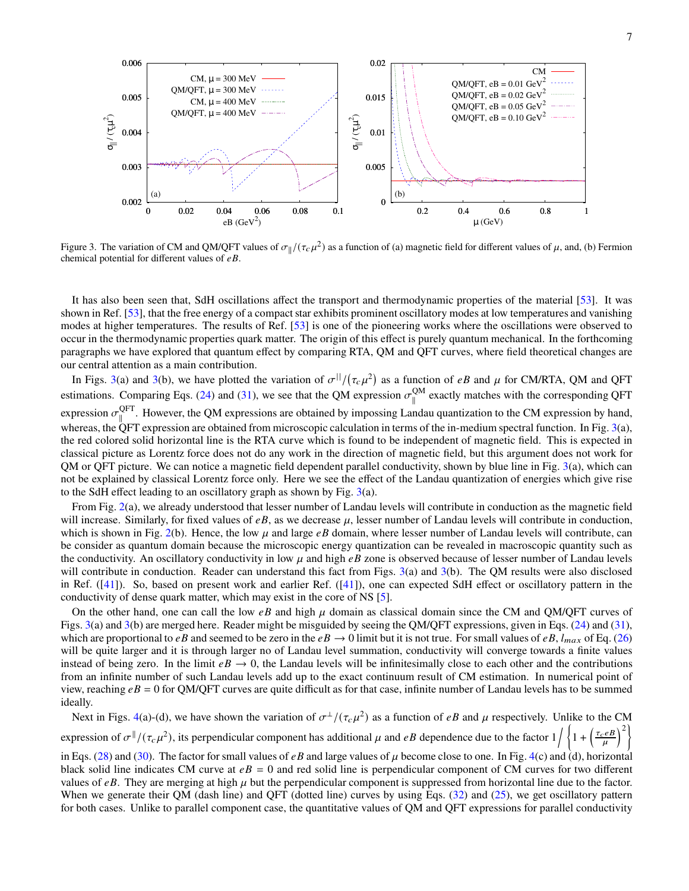0.006
0.005
0.004
0.003
0.002
$\sigma_{||}/(\tau_c\mu^2)$
0 0.02 0.04 0.06 0.08 0.1
eB (GeV$^2$)
CM, μ = 300 MeV
QM/QFT, μ = 300 MeV
CM, μ = 400 MeV
QM/QFT, μ = 400 MeV
(a)

0.02
0.015
0.01
0.005
0
$\sigma_{||}/(\tau_c\mu^2)$
0.2 0.4 0.6 0.8 1
μ (GeV)
CM
QM/QFT, eB = 0.01 GeV$^2$
QM/QFT, eB = 0.02 GeV$^2$
QM/QFT, eB = 0.05 GeV$^2$
QM/QFT, eB = 0.10 GeV$^2$
(b)

Figure 3. The variation of CM and QM/QFT values of $\sigma_{\|}/(\tau_c\mu^2)$ as a function of (a) magnetic field for different values of $\mu$, and, (b) Fermion chemical potential for different values of $eB$.

It has also been seen that, SdH oscillations affect the transport and thermodynamic properties of the material [53]. It was shown in Ref. [53], that the free energy of a compact star exhibits prominent oscillatory modes at low temperatures and vanishing modes at higher temperatures. The results of Ref. [53] is one of the pioneering works where the oscillations were observed to occur in the thermodynamic properties quark matter. The origin of this effect is purely quantum mechanical. In the forthcoming paragraphs we have explored that quantum effect by comparing RTA, QM and QFT curves, where field theoretical changes are our central attention as a main contribution.

In Figs. 3(a) and 3(b), we have plotted the variation of $\sigma^{||}/(\tau_c\mu^2)$ as a function of $eB$ and $\mu$ for CM/RTA, QM and QFT estimations. Comparing Eqs. (24) and (31), we see that the QM expression $\sigma_{\|}^{\rm QM}$ exactly matches with the corresponding QFT expression $\sigma_{\|}^{\rm QFT}$. However, the QM expressions are obtained by impossing Landau quantization to the CM expression by hand, whereas, the QFT expression are obtained from microscopic calculation in terms of the in-medium spectral function. In Fig. 3(a), the red colored solid horizontal line is the RTA curve which is found to be independent of magnetic field. This is expected in classical picture as Lorentz force does not do any work in the direction of magnetic field, but this argument does not work for QM or QFT picture. We can notice a magnetic field dependent parallel conductivity, shown by blue line in Fig. 3(a), which can not be explained by classical Lorentz force only. Here we see the effect of the Landau quantization of energies which give rise to the SdH effect leading to an oscillatory graph as shown by Fig. 3(a).

From Fig. 2(a), we already understood that lesser number of Landau levels will contribute in conduction as the magnetic field will increase. Similarly, for fixed values of $eB$, as we decrease $\mu$, lesser number of Landau levels will contribute in conduction, which is shown in Fig. 2(b). Hence, the low $\mu$ and large $eB$ domain, where lesser number of Landau levels will contribute, can be consider as quantum domain because the microscopic energy quantization can be revealed in macroscopic quantity such as the conductivity. An oscillatory conductivity in low $\mu$ and high $eB$ zone is observed because of lesser number of Landau levels will contribute in conduction. Reader can understand this fact from Figs. 3(a) and 3(b). The QM results were also disclosed in Ref. ([41]). So, based on present work and earlier Ref. ([41]), one can expected SdH effect or oscillatory pattern in the conductivity of dense quark matter, which may exist in the core of NS [5].

On the other hand, one can call the low $eB$ and high $\mu$ domain as classical domain since the CM and QM/QFT curves of Figs. 3(a) and 3(b) are merged here. Reader might be misguided by seeing the QM/QFT expressions, given in Eqs. (24) and (31), which are proportional to $eB$ and seemed to be zero in the $eB \to 0$ limit but it is not true. For small values of $eB$, $l_{max}$ of Eq. (26) will be quite larger and it is through larger no of Landau level summation, conductivity will converge towards a finite values instead of being zero. In the limit $eB \to 0$, the Landau levels will be infinitesimally close to each other and the contributions from an infinite number of such Landau levels add up to the exact continuum result of CM estimation. In numerical point of view, reaching $eB = 0$ for QM/QFT curves are quite difficult as for that case, infinite number of Landau levels has to be summed ideally.

Next in Figs. 4(a)-(d), we have shown the variation of $\sigma^{\perp}/(\tau_c\mu^2)$ as a function of $eB$ and $\mu$ respectively. Unlike to the CM expression of $\sigma^{\|}/(\tau_c\mu^2)$, its perpendicular component has additional $\mu$ and $eB$ dependence due to the factor $1\Big/\left\{1+\left(\frac{\tau_c eB}{\mu}\right)^2\right\}$ in Eqs. (28) and (30). The factor for small values of $eB$ and large values of $\mu$ become close to one. In Fig. 4(c) and (d), horizontal black solid line indicates CM curve at $eB = 0$ and red solid line is perpendicular component of CM curves for two different values of $eB$. They are merging at high $\mu$ but the perpendicular component is suppressed from horizontal line due to the factor. When we generate their QM (dash line) and QFT (dotted line) curves by using Eqs. (32) and (25), we get oscillatory pattern for both cases. Unlike to parallel component case, the quantitative values of QM and QFT expressions for parallel conductivity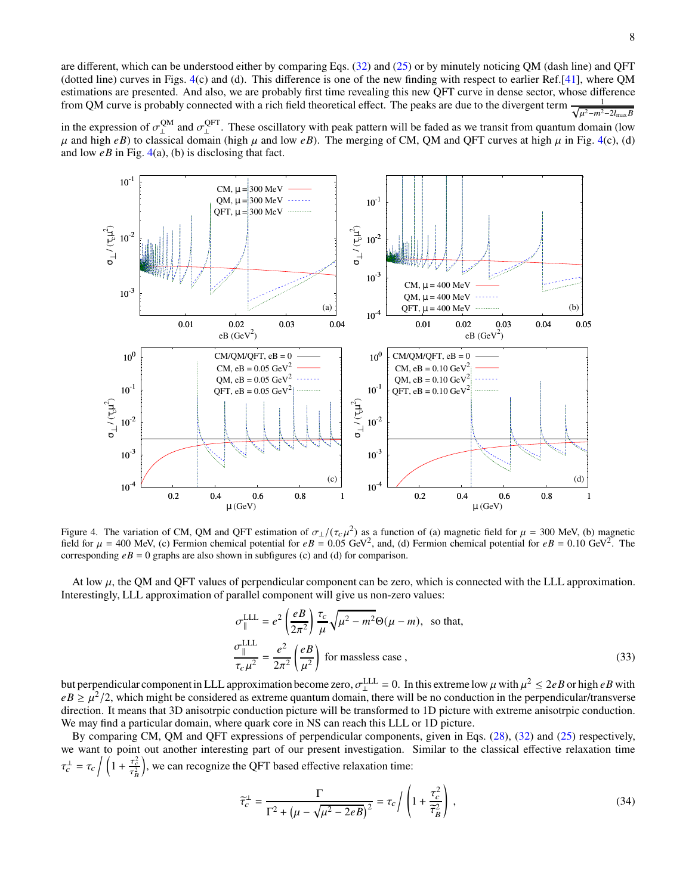are different, which can be understood either by comparing Eqs. (32) and (25) or by minutely noticing QM (dash line) and QFT (dotted line) curves in Figs. 4(c) and (d). This difference is one of the new finding with respect to earlier Ref.[41], where QM estimations are presented. And also, we are probably first time revealing this new QFT curve in dense sector, whose difference from QM curve is probably connected with a rich field theoretical effect. The peaks are due to the divergent term $\frac{1}{\sqrt{\mu^2-m^2-2l_{\max}B}}$ in the expression of $\sigma_\perp^{\rm QM}$ and $\sigma_\perp^{\rm QFT}$. These oscillatory with peak pattern will be faded as we transit from quantum domain (low $\mu$ and high $eB$) to classical domain (high $\mu$ and low $eB$). The merging of CM, QM and QFT curves at high $\mu$ in Fig. 4(c), (d) and low $eB$ in Fig. 4(a), (b) is disclosing that fact.

Figure 4. The variation of CM, QM and QFT estimation of $\sigma_\perp/(\tau_c\mu^2)$ as a function of (a) magnetic field for $\mu$ = 300 MeV, (b) magnetic field for $\mu$ = 400 MeV, (c) Fermion chemical potential for $eB$ = 0.05 GeV$^2$, and, (d) Fermion chemical potential for $eB$ = 0.10 GeV$^2$. The corresponding $eB = 0$ graphs are also shown in subfigures (c) and (d) for comparison.

At low $\mu$, the QM and QFT values of perpendicular component can be zero, which is connected with the LLL approximation. Interestingly, LLL approximation of parallel component will give us non-zero values:

$$\sigma_\parallel^{\rm LLL} = e^2\left(\frac{eB}{2\pi^2}\right)\frac{\tau_c}{\mu}\sqrt{\mu^2-m^2}\Theta(\mu-m), \quad \text{so that,}$$
$$\frac{\sigma_\parallel^{\rm LLL}}{\tau_c\mu^2} = \frac{e^2}{2\pi^2}\left(\frac{eB}{\mu^2}\right) \text{ for massless case }, \tag{33}$$

but perpendicular component in LLL approximation become zero, $\sigma_\perp^{\rm LLL}=0$. In this extreme low $\mu$ with $\mu^2 \leq 2eB$ or high $eB$ with $eB \geq \mu^2/2$, which might be considered as extreme quantum domain, there will be no conduction in the perpendicular/transverse direction. It means that 3D anisotrpic conduction picture will be transformed to 1D picture with extreme anisotrpic conduction. We may find a particular domain, where quark core in NS can reach this LLL or 1D picture.

By comparing CM, QM and QFT expressions of perpendicular components, given in Eqs. (28), (32) and (25) respectively, we want to point out another interesting part of our present investigation. Similar to the classical effective relaxation time $\tau_c^\perp = \tau_c\Big/\left(1+\frac{\tau_c^2}{\tau_B^2}\right)$, we can recognize the QFT based effective relaxation time:

$$\widetilde{\tau}_c^\perp = \frac{\Gamma}{\Gamma^2+\left(\mu-\sqrt{\mu^2-2eB}\right)^2} = \tau_c\Bigg/\left(1+\frac{\tau_c^2}{\widetilde{\tau}_B^2}\right), \tag{34}$$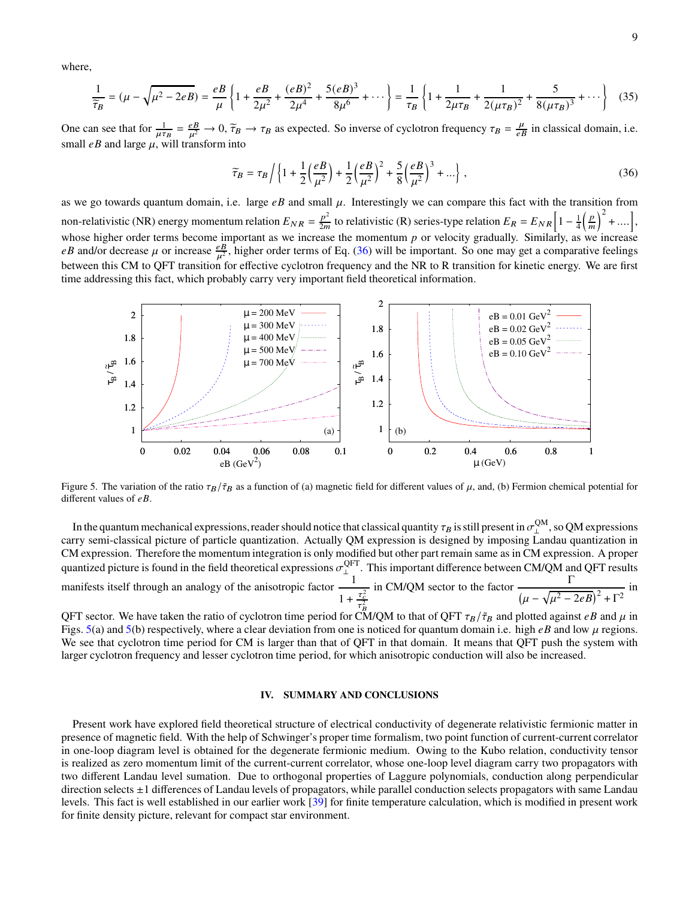where,

$$\frac{1}{\widetilde{\tau}_B} = (\mu - \sqrt{\mu^2 - 2eB}) = \frac{eB}{\mu}\left\{1 + \frac{eB}{2\mu^2} + \frac{(eB)^2}{2\mu^4} + \frac{5(eB)^3}{8\mu^6} + \cdots\right\} = \frac{1}{\tau_B}\left\{1 + \frac{1}{2\mu\tau_B} + \frac{1}{2(\mu\tau_B)^2} + \frac{5}{8(\mu\tau_B)^3} + \cdots\right\} \quad (35)$$

One can see that for $\frac{1}{\mu\tau_B} = \frac{eB}{\mu^2} \to 0$, $\widetilde{\tau}_B \to \tau_B$ as expected. So inverse of cyclotron frequency $\tau_B = \frac{\mu}{eB}$ in classical domain, i.e. small $eB$ and large $\mu$, will transform into

$$\widetilde{\tau}_B = \tau_B \Big/ \left\{1 + \frac{1}{2}\left(\frac{eB}{\mu^2}\right) + \frac{1}{2}\left(\frac{eB}{\mu^2}\right)^2 + \frac{5}{8}\left(\frac{eB}{\mu^2}\right)^3 + ...\right\}, \quad (36)$$

as we go towards quantum domain, i.e. large $eB$ and small $\mu$. Interestingly we can compare this fact with the transition from non-relativistic (NR) energy momentum relation $E_{NR} = \frac{p^2}{2m}$ to relativistic (R) series-type relation $E_R = E_{NR}\left[1 - \frac{1}{4}\left(\frac{p}{m}\right)^2 + ....\right]$, whose higher order terms become important as we increase the momentum $p$ or velocity gradually. Similarly, as we increase $eB$ and/or decrease $\mu$ or increase $\frac{eB}{\mu^2}$, higher order terms of Eq. (36) will be important. So one may get a comparative feelings between this CM to QFT transition for effective cyclotron frequency and the NR to R transition for kinetic energy. We are first time addressing this fact, which probably carry very important field theoretical information.

(a)
$\tau_B/\widetilde{\tau}_B$
eB (GeV$^2$)
μ = 200 MeV
μ = 300 MeV
μ = 400 MeV
μ = 500 MeV
μ = 700 MeV
0 0.02 0.04 0.06 0.08 0.1
1 1.2 1.4 1.6 1.8 2

(b)
$\tau_B/\widetilde{\tau}_B$
μ (GeV)
eB = 0.01 GeV$^2$
eB = 0.02 GeV$^2$
eB = 0.05 GeV$^2$
eB = 0.10 GeV$^2$
0 0.2 0.4 0.6 0.8 1
1 1.2 1.4 1.6 1.8 2

Figure 5. The variation of the ratio $\tau_B/\tilde{\tau}_B$ as a function of (a) magnetic field for different values of $\mu$, and, (b) Fermion chemical potential for different values of $eB$.

In the quantum mechanical expressions, reader should notice that classical quantity $\tau_B$ is still present in $\sigma_{\perp}^{\rm QM}$, so QM expressions carry semi-classical picture of particle quantization. Actually QM expression is designed by imposing Landau quantization in CM expression. Therefore the momentum integration is only modified but other part remain same as in CM expression. A proper quantized picture is found in the field theoretical expressions $\sigma_{\perp}^{\rm QFT}$. This important difference between CM/QM and QFT results manifests itself through an analogy of the anisotropic factor $\frac{1}{1+\frac{\tau_c^2}{\tau_B^2}}$ in CM/QM sector to the factor $\frac{\Gamma}{\left(\mu-\sqrt{\mu^2-2eB}\right)^2+\Gamma^2}$ in QFT sector. We have taken the ratio of cyclotron time period for CM/QM to that of QFT $\tau_B/\tilde{\tau}_B$ and plotted against $eB$ and $\mu$ in Figs. 5(a) and 5(b) respectively, where a clear deviation from one is noticed for quantum domain i.e. high $eB$ and low $\mu$ regions. We see that cyclotron time period for CM is larger than that of QFT in that domain. It means that QFT push the system with larger cyclotron frequency and lesser cyclotron time period, for which anisotropic conduction will also be increased.

## IV. SUMMARY AND CONCLUSIONS

Present work have explored field theoretical structure of electrical conductivity of degenerate relativistic fermionic matter in presence of magnetic field. With the help of Schwinger's proper time formalism, two point function of current-current correlator in one-loop diagram level is obtained for the degenerate fermionic medium. Owing to the Kubo relation, conductivity tensor is realized as zero momentum limit of the current-current correlator, whose one-loop level diagram carry two propagators with two different Landau level sumation. Due to orthogonal properties of Laggure polynomials, conduction along perpendicular direction selects ±1 differences of Landau levels of propagators, while parallel conduction selects propagators with same Landau levels. This fact is well established in our earlier work [39] for finite temperature calculation, which is modified in present work for finite density picture, relevant for compact star environment.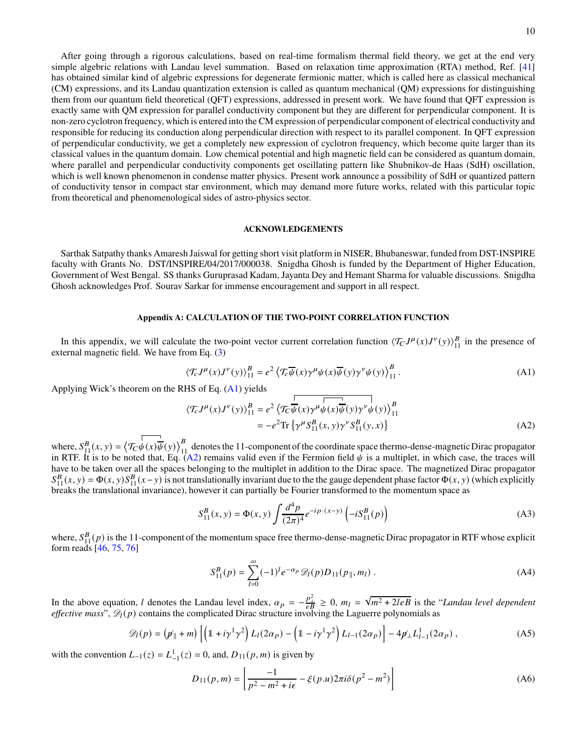After going through a rigorous calculations, based on real-time formalism thermal field theory, we get at the end very simple algebric relations with Landau level summation. Based on relaxation time approximation (RTA) method, Ref. [41] has obtained similar kind of algebric expressions for degenerate fermionic matter, which is called here as classical mechanical (CM) expressions, and its Landau quantization extension is called as quantum mechanical (QM) expressions for distinguishing them from our quantum field theoretical (QFT) expressions, addressed in present work. We have found that QFT expression is exactly same with QM expression for parallel conductivity component but they are different for perpendicular component. It is non-zero cyclotron frequency, which is entered into the CM expression of perpendicular component of electrical conductivity and responsible for reducing its conduction along perpendicular direction with respect to its parallel component. In QFT expression of perpendicular conductivity, we get a completely new expression of cyclotron frequency, which become quite larger than its classical values in the quantum domain. Low chemical potential and high magnetic field can be considered as quantum domain, where parallel and perpendicular conductivity components get oscillating pattern like Shubnikov-de Haas (SdH) oscillation, which is well known phenomenon in condense matter physics. Present work announce a possibility of SdH or quantized pattern of conductivity tensor in compact star environment, which may demand more future works, related with this particular topic from theoretical and phenomenological sides of astro-physics sector.

## ACKNOWLEDGEMENTS

Sarthak Satpathy thanks Amaresh Jaiswal for getting short visit platform in NISER, Bhubaneswar, funded from DST-INSPIRE faculty with Grants No. DST/INSPIRE/04/2017/000038. Snigdha Ghosh is funded by the Department of Higher Education, Government of West Bengal. SS thanks Guruprasad Kadam, Jayanta Dey and Hemant Sharma for valuable discussions. Snigdha Ghosh acknowledges Prof. Sourav Sarkar for immense encouragement and support in all respect.

## Appendix A: CALCULATION OF THE TWO-POINT CORRELATION FUNCTION

In this appendix, we will calculate the two-point vector current correlation function $\langle \mathcal{T}_C J^\mu(x) J^\nu(y)\rangle_{11}^B$ in the presence of external magnetic field. We have from Eq. (3)

$$\langle \mathcal{T}_C J^\mu(x) J^\nu(y)\rangle_{11}^B = e^2 \left\langle \mathcal{T}_C \overline{\psi}(x)\gamma^\mu\psi(x)\overline{\psi}(y)\gamma^\nu\psi(y)\right\rangle_{11}^B . \tag{A1}$$

Applying Wick's theorem on the RHS of Eq. (A1) yields

$$\begin{aligned}\langle \mathcal{T}_C J^\mu(x) J^\nu(y)\rangle_{11}^B &= e^2 \left\langle \mathcal{T}_C \overline{\psi}(x)\gamma^\mu\psi(x)\overline{\psi}(y)\gamma^\nu\psi(y)\right\rangle_{11}^B \\ &= -e^2 \mathrm{Tr}\left\{\gamma^\mu S_{11}^B(x,y)\gamma^\nu S_{11}^B(y,x)\right\}\end{aligned} \tag{A2}$$

where, $S_{11}^B(x,y) = \left\langle \mathcal{T}_C \psi(x)\overline{\psi}(y)\right\rangle_{11}^B$ denotes the 11-component of the coordinate space thermo-dense-magnetic Dirac propagator in RTF. It is to be noted that, Eq. (A2) remains valid even if the Fermion field $\psi$ is a multiplet, in which case, the traces will have to be taken over all the spaces belonging to the multiplet in addition to the Dirac space. The magnetized Dirac propagator $S_{11}^B(x,y) = \Phi(x,y)S_{11}^B(x-y)$ is not translationally invariant due to the the gauge dependent phase factor $\Phi(x,y)$ (which explicitly breaks the translational invariance), however it can partially be Fourier transformed to the momentum space as

$$S_{11}^B(x,y) = \Phi(x,y)\int \frac{d^4p}{(2\pi)^4} e^{-ip\cdot(x-y)}\left(-iS_{11}^B(p)\right) \tag{A3}$$

where, $S_{11}^B(p)$ is the 11-component of the momentum space free thermo-dense-magnetic Dirac propagator in RTF whose explicit form reads [46, 75, 76]

$$S_{11}^B(p) = \sum_{l=0}^{\infty} (-1)^l e^{-\alpha_p}\mathscr{D}_l(p) D_{11}(p_\parallel, m_l) . \tag{A4}$$

In the above equation, $l$ denotes the Landau level index, $\alpha_p = -\frac{p_\perp^2}{eB} \geq 0$, $m_l = \sqrt{m^2+2leB}$ is the "*Landau level dependent effective mass*", $\mathscr{D}_l(p)$ contains the complicated Dirac structure involving the Laguerre polynomials as

$$\mathscr{D}_l(p) = \left(\cancel{p}_\parallel + m\right)\left[\left(\mathbb{1} + i\gamma^1\gamma^2\right)L_l(2\alpha_p) - \left(\mathbb{1} - i\gamma^1\gamma^2\right)L_{l-1}(2\alpha_p)\right] - 4\cancel{p}_\perp L_{l-1}^1(2\alpha_p) , \tag{A5}$$

with the convention $L_{-1}(z) = L_{-1}^1(z) = 0$, and, $D_{11}(p,m)$ is given by

$$D_{11}(p,m) = \left[\frac{-1}{p^2 - m^2 + i\epsilon} - \xi(p.u)2\pi i\delta(p^2 - m^2)\right] \tag{A6}$$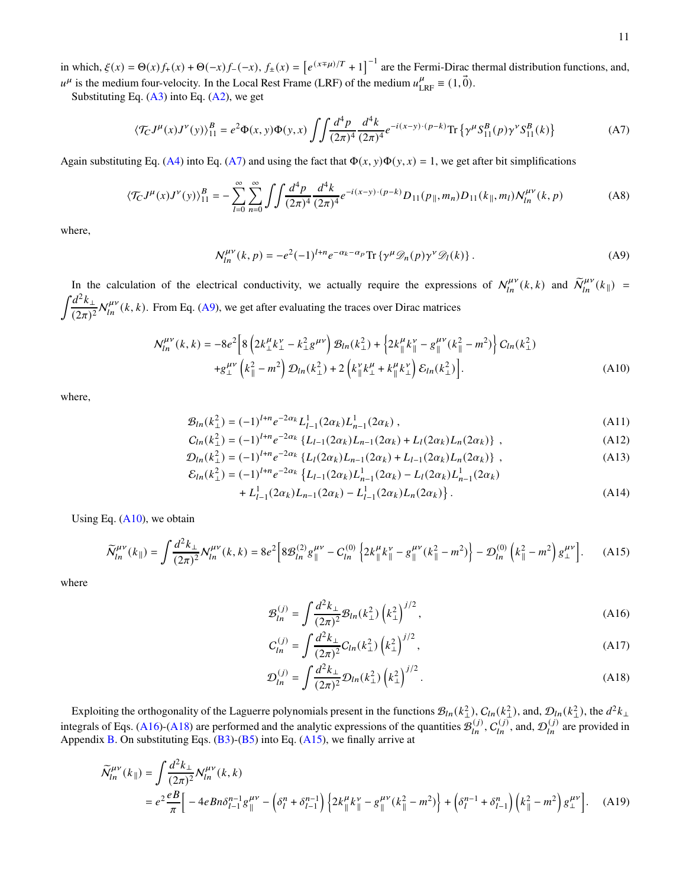in which, $\xi(x) = \Theta(x) f_+(x) + \Theta(-x) f_-(-x)$, $f_\pm(x) = \left[e^{(x\mp\mu)/T} + 1\right]^{-1}$ are the Fermi-Dirac thermal distribution functions, and, $u^\mu$ is the medium four-velocity. In the Local Rest Frame (LRF) of the medium $u^\mu_{\rm LRF} \equiv (1, \vec{0})$.

Substituting Eq. (A3) into Eq. (A2), we get

$$
\langle \mathcal{T}_C J^\mu(x) J^\nu(y)\rangle^B_{11} = e^2 \Phi(x,y)\Phi(y,x) \iint \frac{d^4p}{(2\pi)^4}\frac{d^4k}{(2\pi)^4} e^{-i(x-y)\cdot(p-k)} \mathrm{Tr}\left\{\gamma^\mu S^B_{11}(p)\gamma^\nu S^B_{11}(k)\right\} \tag{A7}
$$

Again substituting Eq. (A4) into Eq. (A7) and using the fact that $\Phi(x,y)\Phi(y,x) = 1$, we get after bit simplifications

$$
\langle \mathcal{T}_C J^\mu(x) J^\nu(y)\rangle^B_{11} = -\sum_{l=0}^{\infty}\sum_{n=0}^{\infty} \iint \frac{d^4p}{(2\pi)^4}\frac{d^4k}{(2\pi)^4} e^{-i(x-y)\cdot(p-k)} D_{11}(p_\parallel, m_n) D_{11}(k_\parallel, m_l) \mathcal{N}^{\mu\nu}_{ln}(k,p) \tag{A8}
$$

where,

$$
\mathcal{N}^{\mu\nu}_{ln}(k,p) = -e^2(-1)^{l+n} e^{-\alpha_k - \alpha_p} \mathrm{Tr}\left\{\gamma^\mu \mathscr{D}_n(p)\gamma^\nu \mathscr{D}_l(k)\right\}. \tag{A9}
$$

In the calculation of the electrical conductivity, we actually require the expressions of $\mathcal{N}^{\mu\nu}_{ln}(k,k)$ and $\widetilde{\mathcal{N}}^{\mu\nu}_{ln}(k_\parallel) = \int \frac{d^2k_\perp}{(2\pi)^2}\mathcal{N}^{\mu\nu}_{ln}(k,k)$. From Eq. (A9), we get after evaluating the traces over Dirac matrices

$$
\begin{aligned}
\mathcal{N}^{\mu\nu}_{ln}(k,k) = -8e^2\Big[ & 8\left(2k^\mu_\perp k^\nu_\perp - k^2_\perp g^{\mu\nu}\right)\mathcal{B}_{ln}(k^2_\perp) + \left\{2k^\mu_\parallel k^\nu_\parallel - g^{\mu\nu}_\parallel(k^2_\parallel - m^2)\right\}\mathcal{C}_{ln}(k^2_\perp) \\
& + g^{\mu\nu}_\perp\left(k^2_\parallel - m^2\right)\mathcal{D}_{ln}(k^2_\perp) + 2\left(k^\nu_\parallel k^\mu_\perp + k^\mu_\parallel k^\nu_\perp\right)\mathcal{E}_{ln}(k^2_\perp)\Big].
\end{aligned} \tag{A10}
$$

where,

$$
\mathcal{B}_{ln}(k^2_\perp) = (-1)^{l+n} e^{-2\alpha_k} L^1_{l-1}(2\alpha_k) L^1_{n-1}(2\alpha_k)\,, \tag{A11}
$$

$$
\mathcal{C}_{ln}(k^2_\perp) = (-1)^{l+n} e^{-2\alpha_k}\left\{L_{l-1}(2\alpha_k)L_{n-1}(2\alpha_k) + L_l(2\alpha_k)L_n(2\alpha_k)\right\}\,, \tag{A12}
$$

$$
\mathcal{D}_{ln}(k^2_\perp) = (-1)^{l+n} e^{-2\alpha_k}\left\{L_l(2\alpha_k)L_{n-1}(2\alpha_k) + L_{l-1}(2\alpha_k)L_n(2\alpha_k)\right\}\,, \tag{A13}
$$

$$
\begin{aligned}
\mathcal{E}_{ln}(k^2_\perp) = (-1)^{l+n} e^{-2\alpha_k}\big\{ & L_{l-1}(2\alpha_k)L^1_{n-1}(2\alpha_k) - L_l(2\alpha_k)L^1_{n-1}(2\alpha_k) \\
& + L^1_{l-1}(2\alpha_k)L_{n-1}(2\alpha_k) - L^1_{l-1}(2\alpha_k)L_n(2\alpha_k)\big\}.
\end{aligned} \tag{A14}
$$

Using Eq. (A10), we obtain

$$
\widetilde{\mathcal{N}}^{\mu\nu}_{ln}(k_\parallel) = \int \frac{d^2k_\perp}{(2\pi)^2}\mathcal{N}^{\mu\nu}_{ln}(k,k) = 8e^2\Big[8\mathcal{B}^{(2)}_{ln} g^{\mu\nu}_\parallel - \mathcal{C}^{(0)}_{ln}\left\{2k^\mu_\parallel k^\nu_\parallel - g^{\mu\nu}_\parallel(k^2_\parallel - m^2)\right\} - \mathcal{D}^{(0)}_{ln}\left(k^2_\parallel - m^2\right)g^{\mu\nu}_\perp\Big]. \tag{A15}
$$

where

$$
\mathcal{B}^{(j)}_{ln} = \int \frac{d^2k_\perp}{(2\pi)^2}\mathcal{B}_{ln}(k^2_\perp)\left(k^2_\perp\right)^{j/2}, \tag{A16}
$$

$$
\mathcal{C}^{(j)}_{ln} = \int \frac{d^2k_\perp}{(2\pi)^2}\mathcal{C}_{ln}(k^2_\perp)\left(k^2_\perp\right)^{j/2}, \tag{A17}
$$

$$
\mathcal{D}^{(j)}_{ln} = \int \frac{d^2k_\perp}{(2\pi)^2}\mathcal{D}_{ln}(k^2_\perp)\left(k^2_\perp\right)^{j/2}. \tag{A18}
$$

Exploiting the orthogonality of the Laguerre polynomials present in the functions $\mathcal{B}_{ln}(k^2_\perp)$, $\mathcal{C}_{ln}(k^2_\perp)$, and, $\mathcal{D}_{ln}(k^2_\perp)$, the $d^2k_\perp$ integrals of Eqs. (A16)-(A18) are performed and the analytic expressions of the quantities $\mathcal{B}^{(j)}_{ln}$, $\mathcal{C}^{(j)}_{ln}$, and, $\mathcal{D}^{(j)}_{ln}$ are provided in Appendix B. On substituting Eqs. (B3)-(B5) into Eq. (A15), we finally arrive at

$$
\begin{aligned}
\widetilde{\mathcal{N}}^{\mu\nu}_{ln}(k_\parallel) &= \int \frac{d^2k_\perp}{(2\pi)^2}\mathcal{N}^{\mu\nu}_{ln}(k,k) \\
&= e^2\frac{eB}{\pi}\Big[-4eBn\delta^{n-1}_{l-1}g^{\mu\nu}_\parallel - \left(\delta^n_l + \delta^{n-1}_{l-1}\right)\left\{2k^\mu_\parallel k^\nu_\parallel - g^{\mu\nu}_\parallel(k^2_\parallel - m^2)\right\} + \left(\delta^{n-1}_l + \delta^n_{l-1}\right)\left(k^2_\parallel - m^2\right)g^{\mu\nu}_\perp\Big].
\end{aligned} \tag{A19}
$$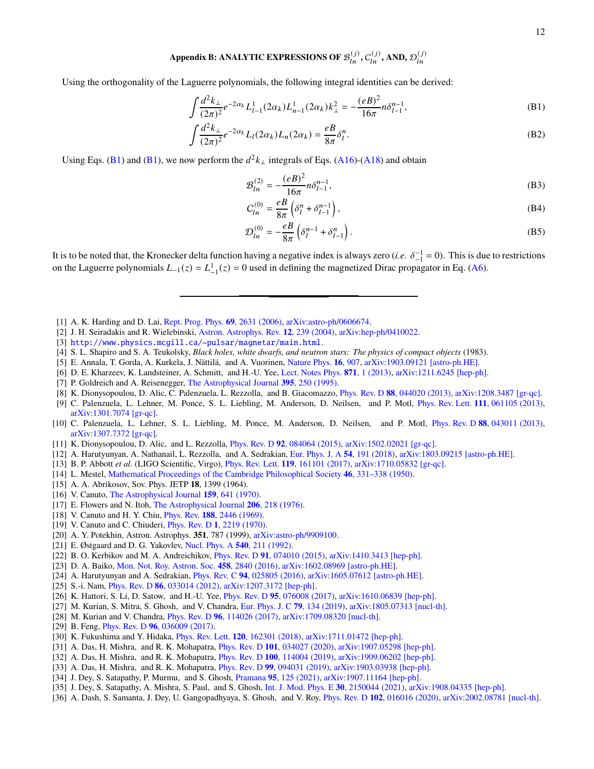## Appendix B: ANALYTIC EXPRESSIONS OF $\mathcal{B}_{ln}^{(j)}$, $\mathcal{C}_{ln}^{(j)}$, AND, $\mathcal{D}_{ln}^{(j)}$

Using the orthogonality of the Laguerre polynomials, the following integral identities can be derived:

$$\int \frac{d^2k_\perp}{(2\pi)^2} e^{-2\alpha_k} L_{l-1}^1(2\alpha_k) L_{n-1}^1(2\alpha_k) k_\perp^2 = -\frac{(eB)^2}{16\pi} n\delta_{l-1}^{n-1}, \tag{B1}$$

$$\int \frac{d^2k_\perp}{(2\pi)^2} e^{-2\alpha_k} L_l(2\alpha_k) L_n(2\alpha_k) = \frac{eB}{8\pi}\delta_l^n. \tag{B2}$$

Using Eqs. (B1) and (B1), we now perform the $d^2k_\perp$ integrals of Eqs. (A16)-(A18) and obtain

$$\mathcal{B}_{ln}^{(2)} = -\frac{(eB)^2}{16\pi} n\delta_{l-1}^{n-1}, \tag{B3}$$

$$\mathcal{C}_{ln}^{(0)} = \frac{eB}{8\pi}\left(\delta_l^n + \delta_{l-1}^{n-1}\right), \tag{B4}$$

$$\mathcal{D}_{ln}^{(0)} = -\frac{eB}{8\pi}\left(\delta_l^{n-1} + \delta_{l-1}^{n}\right). \tag{B5}$$

It is to be noted that, the Kronecker delta function having a negative index is always zero (*i.e.* $\delta_{-1}^{-1} = 0$). This is due to restrictions on the Laguerre polynomials $L_{-1}(z) = L_{-1}^1(z) = 0$ used in defining the magnetized Dirac propagator in Eq. (A6).

---

[1] A. K. Harding and D. Lai, Rept. Prog. Phys. **69**, 2631 (2006), arXiv:astro-ph/0606674.
[2] J. H. Seiradakis and R. Wielebinski, Astron. Astrophys. Rev. **12**, 239 (2004), arXiv:hep-ph/0410022.
[3] http://www.physics.mcgill.ca/~pulsar/magnetar/main.html.
[4] S. L. Shapiro and S. A. Teukolsky, *Black holes, white dwarfs, and neutron stars: The physics of compact objects* (1983).
[5] E. Annala, T. Gorda, A. Kurkela, J. Nättilä, and A. Vuorinen, Nature Phys. **16**, 907, arXiv:1903.09121 [astro-ph.HE].
[6] D. E. Kharzeev, K. Landsteiner, A. Schmitt, and H.-U. Yee, Lect. Notes Phys. **871**, 1 (2013), arXiv:1211.6245 [hep-ph].
[7] P. Goldreich and A. Reisenegger, The Astrophysical Journal **395**, 250 (1995).
[8] K. Dionysopoulou, D. Alic, C. Palenzuela, L. Rezzolla, and B. Giacomazzo, Phys. Rev. D **88**, 044020 (2013), arXiv:1208.3487 [gr-qc].
[9] C. Palenzuela, L. Lehner, M. Ponce, S. L. Liebling, M. Anderson, D. Neilsen, and P. Motl, Phys. Rev. Lett. **111**, 061105 (2013), arXiv:1301.7074 [gr-qc].
[10] C. Palenzuela, L. Lehner, S. L. Liebling, M. Ponce, M. Anderson, D. Neilsen, and P. Motl, Phys. Rev. D **88**, 043011 (2013), arXiv:1307.7372 [gr-qc].
[11] K. Dionysopoulou, D. Alic, and L. Rezzolla, Phys. Rev. D **92**, 084064 (2015), arXiv:1502.02021 [gr-qc].
[12] A. Harutyunyan, A. Nathanail, L. Rezzolla, and A. Sedrakian, Eur. Phys. J. A **54**, 191 (2018), arXiv:1803.09215 [astro-ph.HE].
[13] B. P. Abbott *et al.* (LIGO Scientific, Virgo), Phys. Rev. Lett. **119**, 161101 (2017), arXiv:1710.05832 [gr-qc].
[14] L. Mestel, Mathematical Proceedings of the Cambridge Philosophical Society **46**, 331–338 (1950).
[15] A. A. Abrikosov, Sov. Phys. JETP **18**, 1399 (1964).
[16] V. Canuto, The Astrophysical Journal **159**, 641 (1970).
[17] E. Flowers and N. Itoh, The Astrophysical Journal **206**, 218 (1976).
[18] V. Canuto and H. Y. Chiu, Phys. Rev. **188**, 2446 (1969).
[19] V. Canuto and C. Chiuderi, Phys. Rev. D **1**, 2219 (1970).
[20] A. Y. Potekhin, Astron. Astrophys. **351**, 787 (1999), arXiv:astro-ph/9909100.
[21] E. Østgaard and D. G. Yakovlev, Nucl. Phys. A **540**, 211 (1992).
[22] B. O. Kerbikov and M. A. Andreichikov, Phys. Rev. D **91**, 074010 (2015), arXiv:1410.3413 [hep-ph].
[23] D. A. Baiko, Mon. Not. Roy. Astron. Soc. **458**, 2840 (2016), arXiv:1602.08969 [astro-ph.HE].
[24] A. Harutyunyan and A. Sedrakian, Phys. Rev. C **94**, 025805 (2016), arXiv:1605.07612 [astro-ph.HE].
[25] S.-i. Nam, Phys. Rev. D **86**, 033014 (2012), arXiv:1207.3172 [hep-ph].
[26] K. Hattori, S. Li, D. Satow, and H.-U. Yee, Phys. Rev. D **95**, 076008 (2017), arXiv:1610.06839 [hep-ph].
[27] M. Kurian, S. Mitra, S. Ghosh, and V. Chandra, Eur. Phys. J. C **79**, 134 (2019), arXiv:1805.07313 [nucl-th].
[28] M. Kurian and V. Chandra, Phys. Rev. D **96**, 114026 (2017), arXiv:1709.08320 [nucl-th].
[29] B. Feng, Phys. Rev. D **96**, 036009 (2017).
[30] K. Fukushima and Y. Hidaka, Phys. Rev. Lett. **120**, 162301 (2018), arXiv:1711.01472 [hep-ph].
[31] A. Das, H. Mishra, and R. K. Mohapatra, Phys. Rev. D **101**, 034027 (2020), arXiv:1907.05298 [hep-ph].
[32] A. Das, H. Mishra, and R. K. Mohapatra, Phys. Rev. D **100**, 114004 (2019), arXiv:1909.06202 [hep-ph].
[33] A. Das, H. Mishra, and R. K. Mohapatra, Phys. Rev. D **99**, 094031 (2019), arXiv:1903.03938 [hep-ph].
[34] J. Dey, S. Satapathy, P. Murmu, and S. Ghosh, Pramana **95**, 125 (2021), arXiv:1907.11164 [hep-ph].
[35] J. Dey, S. Satapathy, A. Mishra, S. Paul, and S. Ghosh, Int. J. Mod. Phys. E **30**, 2150044 (2021), arXiv:1908.04335 [hep-ph].
[36] A. Dash, S. Samanta, J. Dey, U. Gangopadhyaya, S. Ghosh, and V. Roy, Phys. Rev. D **102**, 016016 (2020), arXiv:2002.08781 [nucl-th].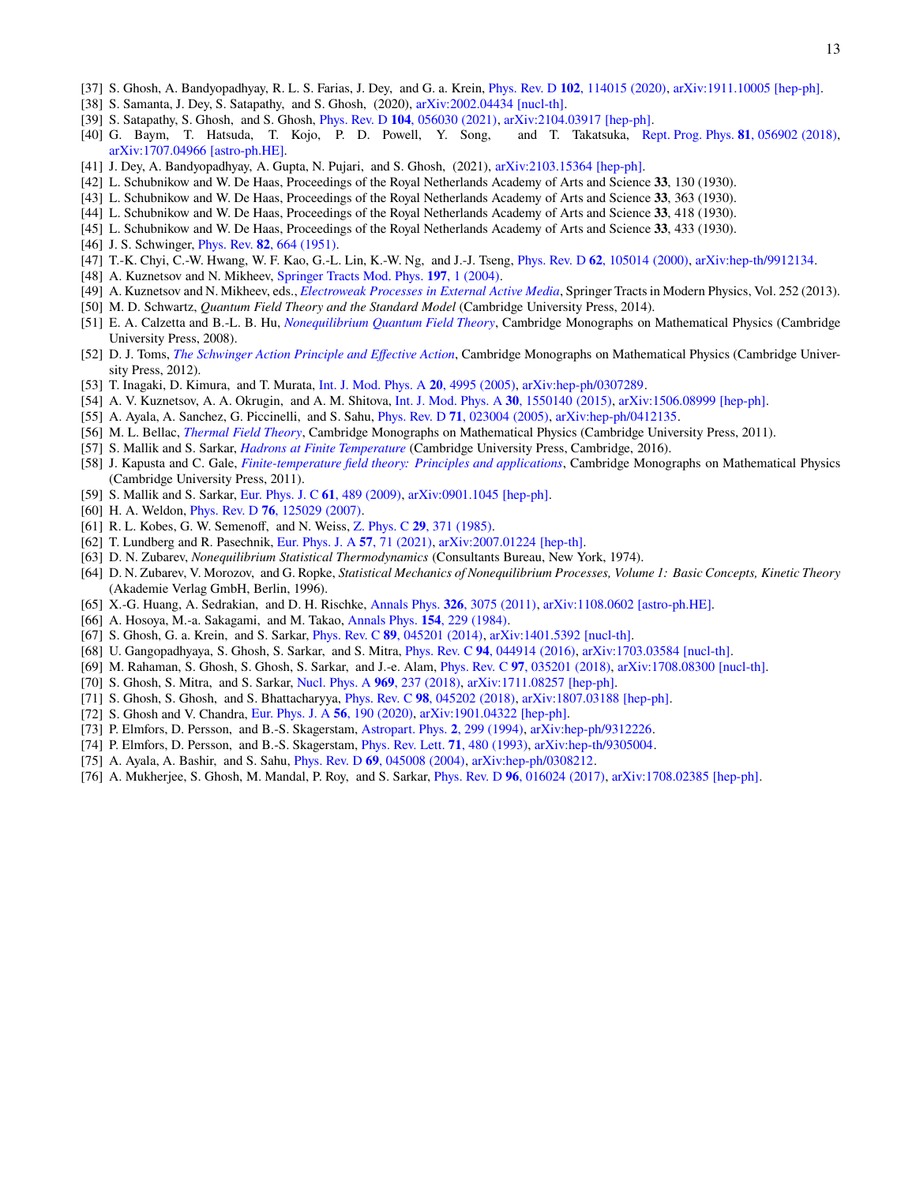[37] S. Ghosh, A. Bandyopadhyay, R. L. S. Farias, J. Dey, and G. a. Krein, Phys. Rev. D **102**, 114015 (2020), arXiv:1911.10005 [hep-ph].

[38] S. Samanta, J. Dey, S. Satapathy, and S. Ghosh, (2020), arXiv:2002.04434 [nucl-th].

[39] S. Satapathy, S. Ghosh, and S. Ghosh, Phys. Rev. D **104**, 056030 (2021), arXiv:2104.03917 [hep-ph].

[40] G. Baym, T. Hatsuda, T. Kojo, P. D. Powell, Y. Song, and T. Takatsuka, Rept. Prog. Phys. **81**, 056902 (2018), arXiv:1707.04966 [astro-ph.HE].

[41] J. Dey, A. Bandyopadhyay, A. Gupta, N. Pujari, and S. Ghosh, (2021), arXiv:2103.15364 [hep-ph].

[42] L. Schubnikow and W. De Haas, Proceedings of the Royal Netherlands Academy of Arts and Science **33**, 130 (1930).

[43] L. Schubnikow and W. De Haas, Proceedings of the Royal Netherlands Academy of Arts and Science **33**, 363 (1930).

[44] L. Schubnikow and W. De Haas, Proceedings of the Royal Netherlands Academy of Arts and Science **33**, 418 (1930).

[45] L. Schubnikow and W. De Haas, Proceedings of the Royal Netherlands Academy of Arts and Science **33**, 433 (1930).

[46] J. S. Schwinger, Phys. Rev. **82**, 664 (1951).

[47] T.-K. Chyi, C.-W. Hwang, W. F. Kao, G.-L. Lin, K.-W. Ng, and J.-J. Tseng, Phys. Rev. D **62**, 105014 (2000), arXiv:hep-th/9912134.

[48] A. Kuznetsov and N. Mikheev, Springer Tracts Mod. Phys. **197**, 1 (2004).

[49] A. Kuznetsov and N. Mikheev, eds., *Electroweak Processes in External Active Media*, Springer Tracts in Modern Physics, Vol. 252 (2013).

[50] M. D. Schwartz, *Quantum Field Theory and the Standard Model* (Cambridge University Press, 2014).

[51] E. A. Calzetta and B.-L. B. Hu, *Nonequilibrium Quantum Field Theory*, Cambridge Monographs on Mathematical Physics (Cambridge University Press, 2008).

[52] D. J. Toms, *The Schwinger Action Principle and Effective Action*, Cambridge Monographs on Mathematical Physics (Cambridge University Press, 2012).

[53] T. Inagaki, D. Kimura, and T. Murata, Int. J. Mod. Phys. A **20**, 4995 (2005), arXiv:hep-ph/0307289.

[54] A. V. Kuznetsov, A. A. Okrugin, and A. M. Shitova, Int. J. Mod. Phys. A **30**, 1550140 (2015), arXiv:1506.08999 [hep-ph].

[55] A. Ayala, A. Sanchez, G. Piccinelli, and S. Sahu, Phys. Rev. D **71**, 023004 (2005), arXiv:hep-ph/0412135.

[56] M. L. Bellac, *Thermal Field Theory*, Cambridge Monographs on Mathematical Physics (Cambridge University Press, 2011).

[57] S. Mallik and S. Sarkar, *Hadrons at Finite Temperature* (Cambridge University Press, Cambridge, 2016).

[58] J. Kapusta and C. Gale, *Finite-temperature field theory: Principles and applications*, Cambridge Monographs on Mathematical Physics (Cambridge University Press, 2011).

[59] S. Mallik and S. Sarkar, Eur. Phys. J. C **61**, 489 (2009), arXiv:0901.1045 [hep-ph].

[60] H. A. Weldon, Phys. Rev. D **76**, 125029 (2007).

[61] R. L. Kobes, G. W. Semenoff, and N. Weiss, Z. Phys. C **29**, 371 (1985).

[62] T. Lundberg and R. Pasechnik, Eur. Phys. J. A **57**, 71 (2021), arXiv:2007.01224 [hep-th].

[63] D. N. Zubarev, *Nonequilibrium Statistical Thermodynamics* (Consultants Bureau, New York, 1974).

[64] D. N. Zubarev, V. Morozov, and G. Ropke, *Statistical Mechanics of Nonequilibrium Processes, Volume 1: Basic Concepts, Kinetic Theory* (Akademie Verlag GmbH, Berlin, 1996).

[65] X.-G. Huang, A. Sedrakian, and D. H. Rischke, Annals Phys. **326**, 3075 (2011), arXiv:1108.0602 [astro-ph.HE].

[66] A. Hosoya, M.-a. Sakagami, and M. Takao, Annals Phys. **154**, 229 (1984).

[67] S. Ghosh, G. a. Krein, and S. Sarkar, Phys. Rev. C **89**, 045201 (2014), arXiv:1401.5392 [nucl-th].

[68] U. Gangopadhyaya, S. Ghosh, S. Sarkar, and S. Mitra, Phys. Rev. C **94**, 044914 (2016), arXiv:1703.03584 [nucl-th].

[69] M. Rahaman, S. Ghosh, S. Ghosh, S. Sarkar, and J.-e. Alam, Phys. Rev. C **97**, 035201 (2018), arXiv:1708.08300 [nucl-th].

[70] S. Ghosh, S. Mitra, and S. Sarkar, Nucl. Phys. A **969**, 237 (2018), arXiv:1711.08257 [hep-ph].

[71] S. Ghosh, S. Ghosh, and S. Bhattacharyya, Phys. Rev. C **98**, 045202 (2018), arXiv:1807.03188 [hep-ph].

[72] S. Ghosh and V. Chandra, Eur. Phys. J. A **56**, 190 (2020), arXiv:1901.04322 [hep-ph].

[73] P. Elmfors, D. Persson, and B.-S. Skagerstam, Astropart. Phys. **2**, 299 (1994), arXiv:hep-ph/9312226.

[74] P. Elmfors, D. Persson, and B.-S. Skagerstam, Phys. Rev. Lett. **71**, 480 (1993), arXiv:hep-th/9305004.

[75] A. Ayala, A. Bashir, and S. Sahu, Phys. Rev. D **69**, 045008 (2004), arXiv:hep-ph/0308212.

[76] A. Mukherjee, S. Ghosh, M. Mandal, P. Roy, and S. Sarkar, Phys. Rev. D **96**, 016024 (2017), arXiv:1708.02385 [hep-ph].